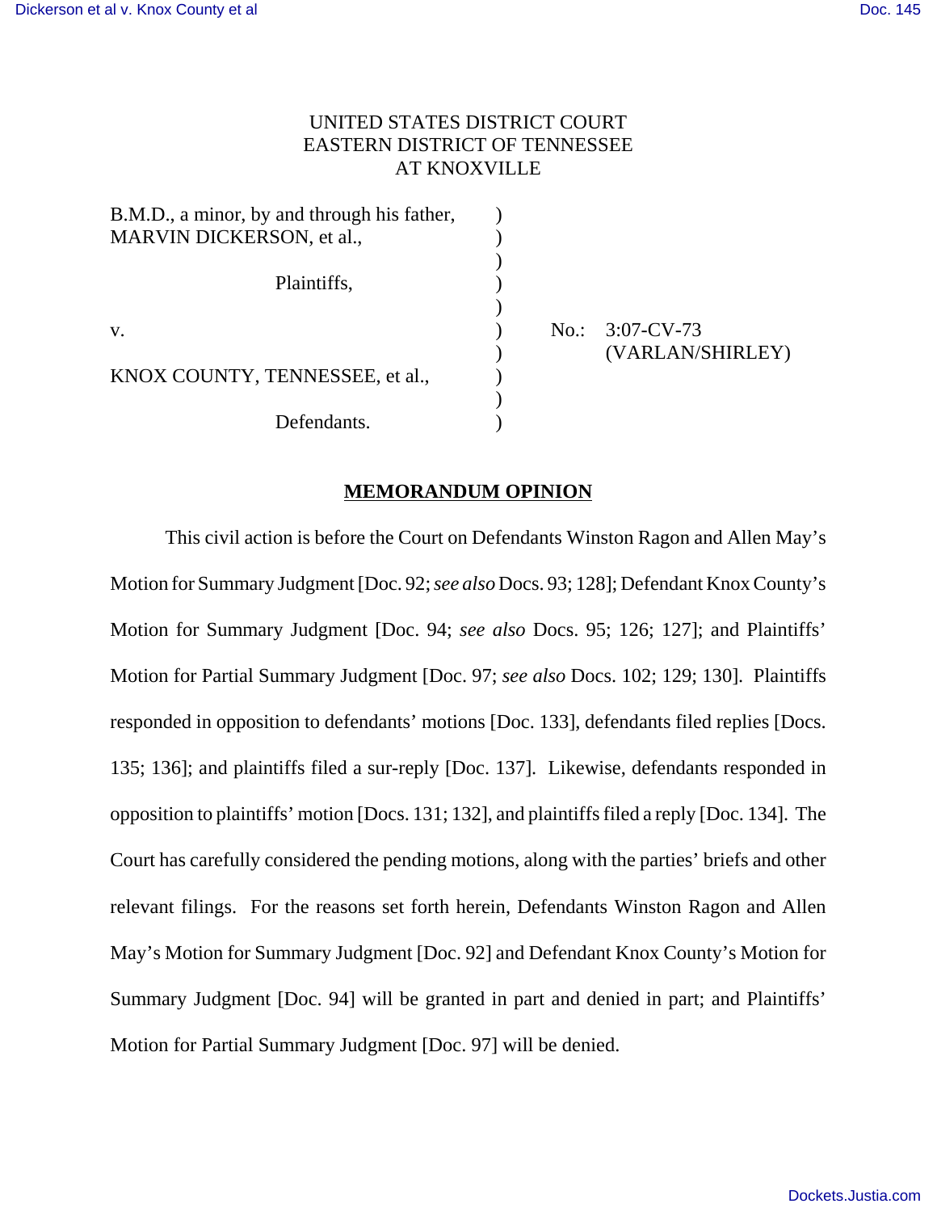UNITED STATES DISTRICT COURT
EASTERN DISTRICT OF TENNESSEE
AT KNOXVILLE

| | | |
|---|---|---|
| B.M.D., a minor, by and through his father, MARVIN DICKERSON, et al., | ) | |
| Plaintiffs, | ) | |
| v. | ) | No.: 3:07-CV-73 (VARLAN/SHIRLEY) |
| KNOX COUNTY, TENNESSEE, et al., | ) | |
| Defendants. | ) | |

## MEMORANDUM OPINION

This civil action is before the Court on Defendants Winston Ragon and Allen May's Motion for Summary Judgment [Doc. 92; *see also* Docs. 93; 128]; Defendant Knox County's Motion for Summary Judgment [Doc. 94; *see also* Docs. 95; 126; 127]; and Plaintiffs' Motion for Partial Summary Judgment [Doc. 97; *see also* Docs. 102; 129; 130]. Plaintiffs responded in opposition to defendants' motions [Doc. 133], defendants filed replies [Docs. 135; 136]; and plaintiffs filed a sur-reply [Doc. 137]. Likewise, defendants responded in opposition to plaintiffs' motion [Docs. 131; 132], and plaintiffs filed a reply [Doc. 134]. The Court has carefully considered the pending motions, along with the parties' briefs and other relevant filings. For the reasons set forth herein, Defendants Winston Ragon and Allen May's Motion for Summary Judgment [Doc. 92] and Defendant Knox County's Motion for Summary Judgment [Doc. 94] will be granted in part and denied in part; and Plaintiffs' Motion for Partial Summary Judgment [Doc. 97] will be denied.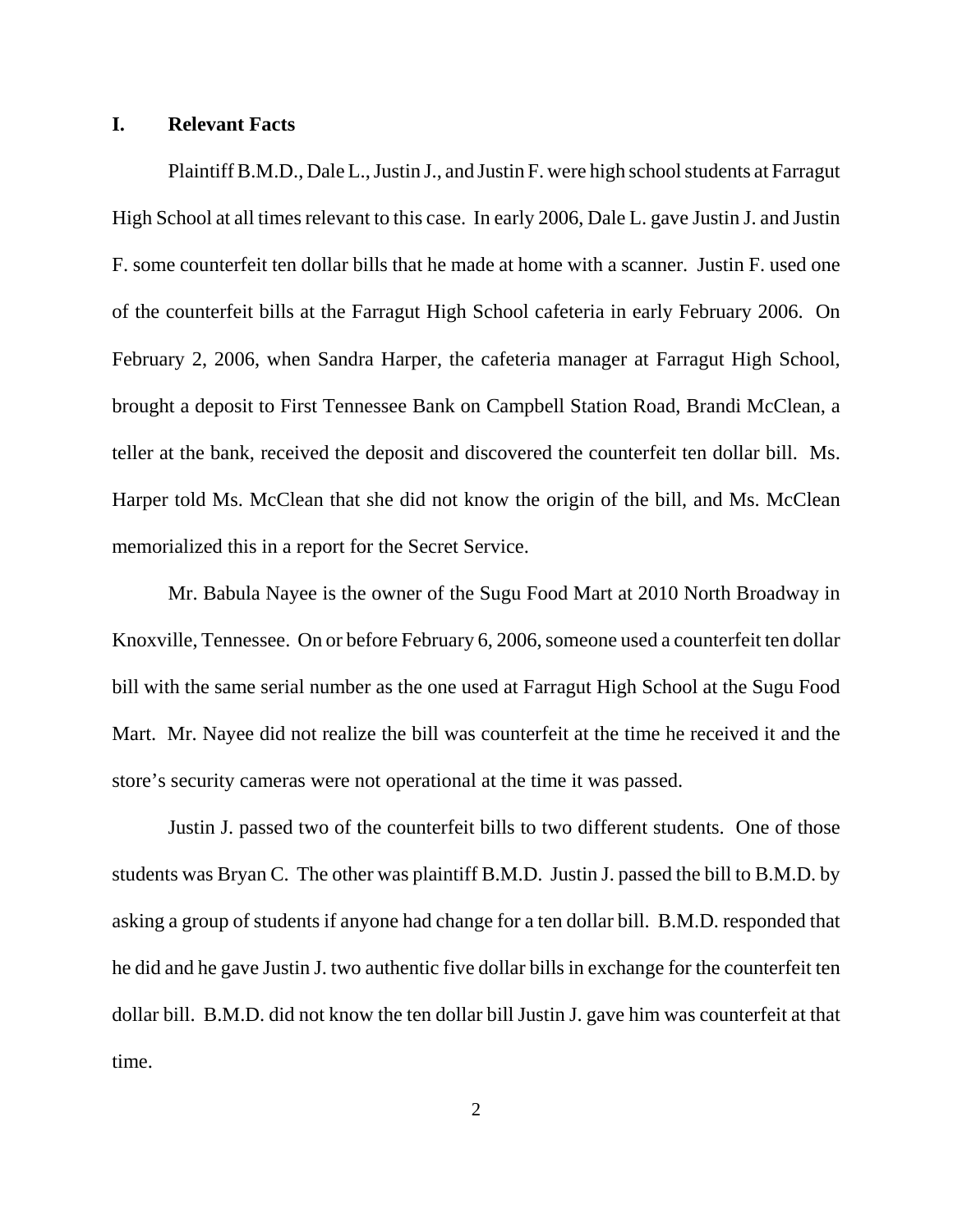## I. Relevant Facts

Plaintiff B.M.D., Dale L., Justin J., and Justin F. were high school students at Farragut High School at all times relevant to this case. In early 2006, Dale L. gave Justin J. and Justin F. some counterfeit ten dollar bills that he made at home with a scanner. Justin F. used one of the counterfeit bills at the Farragut High School cafeteria in early February 2006. On February 2, 2006, when Sandra Harper, the cafeteria manager at Farragut High School, brought a deposit to First Tennessee Bank on Campbell Station Road, Brandi McClean, a teller at the bank, received the deposit and discovered the counterfeit ten dollar bill. Ms. Harper told Ms. McClean that she did not know the origin of the bill, and Ms. McClean memorialized this in a report for the Secret Service.

Mr. Babula Nayee is the owner of the Sugu Food Mart at 2010 North Broadway in Knoxville, Tennessee. On or before February 6, 2006, someone used a counterfeit ten dollar bill with the same serial number as the one used at Farragut High School at the Sugu Food Mart. Mr. Nayee did not realize the bill was counterfeit at the time he received it and the store's security cameras were not operational at the time it was passed.

Justin J. passed two of the counterfeit bills to two different students. One of those students was Bryan C. The other was plaintiff B.M.D. Justin J. passed the bill to B.M.D. by asking a group of students if anyone had change for a ten dollar bill. B.M.D. responded that he did and he gave Justin J. two authentic five dollar bills in exchange for the counterfeit ten dollar bill. B.M.D. did not know the ten dollar bill Justin J. gave him was counterfeit at that time.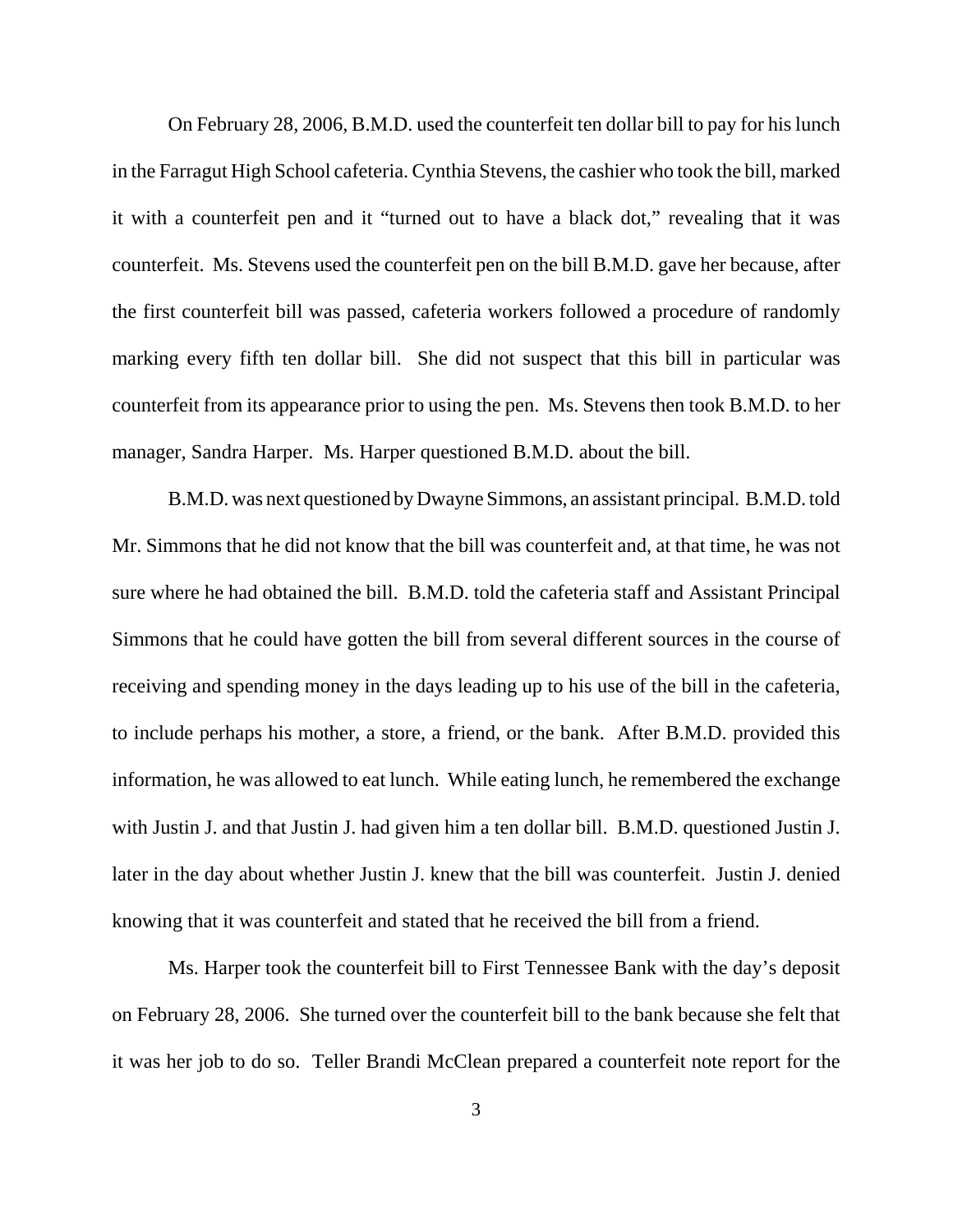On February 28, 2006, B.M.D. used the counterfeit ten dollar bill to pay for his lunch in the Farragut High School cafeteria. Cynthia Stevens, the cashier who took the bill, marked it with a counterfeit pen and it "turned out to have a black dot," revealing that it was counterfeit. Ms. Stevens used the counterfeit pen on the bill B.M.D. gave her because, after the first counterfeit bill was passed, cafeteria workers followed a procedure of randomly marking every fifth ten dollar bill. She did not suspect that this bill in particular was counterfeit from its appearance prior to using the pen. Ms. Stevens then took B.M.D. to her manager, Sandra Harper. Ms. Harper questioned B.M.D. about the bill.

B.M.D. was next questioned by Dwayne Simmons, an assistant principal. B.M.D. told Mr. Simmons that he did not know that the bill was counterfeit and, at that time, he was not sure where he had obtained the bill. B.M.D. told the cafeteria staff and Assistant Principal Simmons that he could have gotten the bill from several different sources in the course of receiving and spending money in the days leading up to his use of the bill in the cafeteria, to include perhaps his mother, a store, a friend, or the bank. After B.M.D. provided this information, he was allowed to eat lunch. While eating lunch, he remembered the exchange with Justin J. and that Justin J. had given him a ten dollar bill. B.M.D. questioned Justin J. later in the day about whether Justin J. knew that the bill was counterfeit. Justin J. denied knowing that it was counterfeit and stated that he received the bill from a friend.

Ms. Harper took the counterfeit bill to First Tennessee Bank with the day's deposit on February 28, 2006. She turned over the counterfeit bill to the bank because she felt that it was her job to do so. Teller Brandi McClean prepared a counterfeit note report for the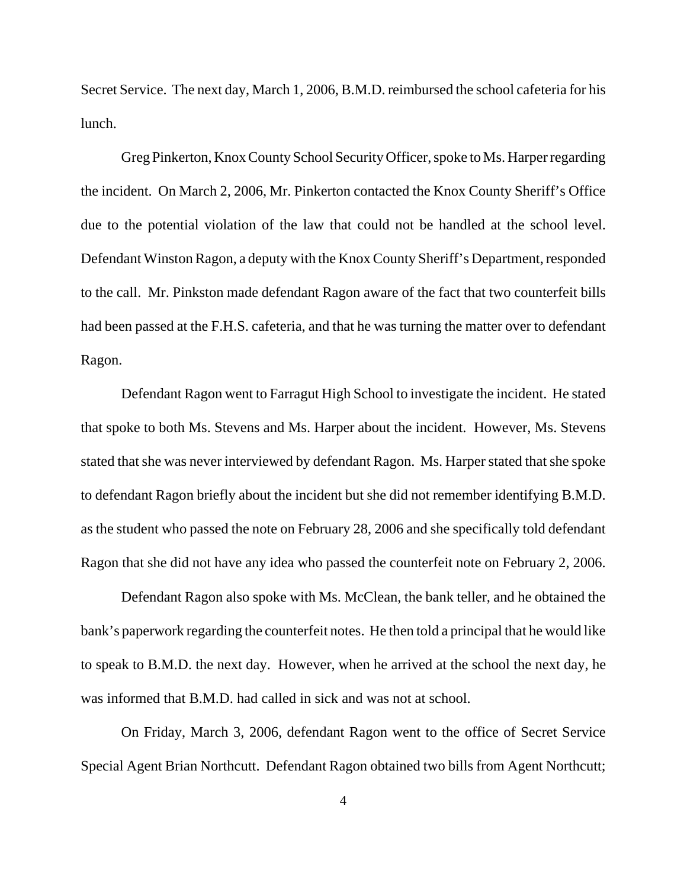Secret Service. The next day, March 1, 2006, B.M.D. reimbursed the school cafeteria for his lunch.

Greg Pinkerton, Knox County School Security Officer, spoke to Ms. Harper regarding the incident. On March 2, 2006, Mr. Pinkerton contacted the Knox County Sheriff's Office due to the potential violation of the law that could not be handled at the school level. Defendant Winston Ragon, a deputy with the Knox County Sheriff's Department, responded to the call. Mr. Pinkston made defendant Ragon aware of the fact that two counterfeit bills had been passed at the F.H.S. cafeteria, and that he was turning the matter over to defendant Ragon.

Defendant Ragon went to Farragut High School to investigate the incident. He stated that spoke to both Ms. Stevens and Ms. Harper about the incident. However, Ms. Stevens stated that she was never interviewed by defendant Ragon. Ms. Harper stated that she spoke to defendant Ragon briefly about the incident but she did not remember identifying B.M.D. as the student who passed the note on February 28, 2006 and she specifically told defendant Ragon that she did not have any idea who passed the counterfeit note on February 2, 2006.

Defendant Ragon also spoke with Ms. McClean, the bank teller, and he obtained the bank's paperwork regarding the counterfeit notes. He then told a principal that he would like to speak to B.M.D. the next day. However, when he arrived at the school the next day, he was informed that B.M.D. had called in sick and was not at school.

On Friday, March 3, 2006, defendant Ragon went to the office of Secret Service Special Agent Brian Northcutt. Defendant Ragon obtained two bills from Agent Northcutt;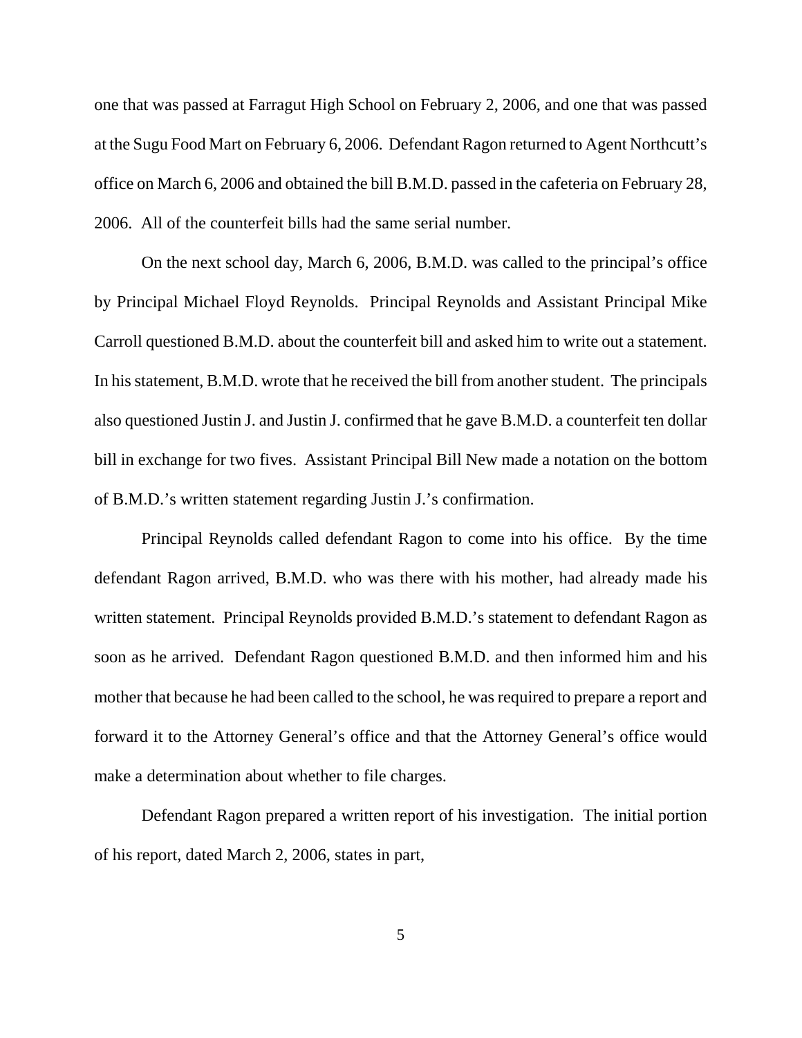one that was passed at Farragut High School on February 2, 2006, and one that was passed at the Sugu Food Mart on February 6, 2006. Defendant Ragon returned to Agent Northcutt's office on March 6, 2006 and obtained the bill B.M.D. passed in the cafeteria on February 28, 2006. All of the counterfeit bills had the same serial number.

On the next school day, March 6, 2006, B.M.D. was called to the principal's office by Principal Michael Floyd Reynolds. Principal Reynolds and Assistant Principal Mike Carroll questioned B.M.D. about the counterfeit bill and asked him to write out a statement. In his statement, B.M.D. wrote that he received the bill from another student. The principals also questioned Justin J. and Justin J. confirmed that he gave B.M.D. a counterfeit ten dollar bill in exchange for two fives. Assistant Principal Bill New made a notation on the bottom of B.M.D.'s written statement regarding Justin J.'s confirmation.

Principal Reynolds called defendant Ragon to come into his office. By the time defendant Ragon arrived, B.M.D. who was there with his mother, had already made his written statement. Principal Reynolds provided B.M.D.'s statement to defendant Ragon as soon as he arrived. Defendant Ragon questioned B.M.D. and then informed him and his mother that because he had been called to the school, he was required to prepare a report and forward it to the Attorney General's office and that the Attorney General's office would make a determination about whether to file charges.

Defendant Ragon prepared a written report of his investigation. The initial portion of his report, dated March 2, 2006, states in part,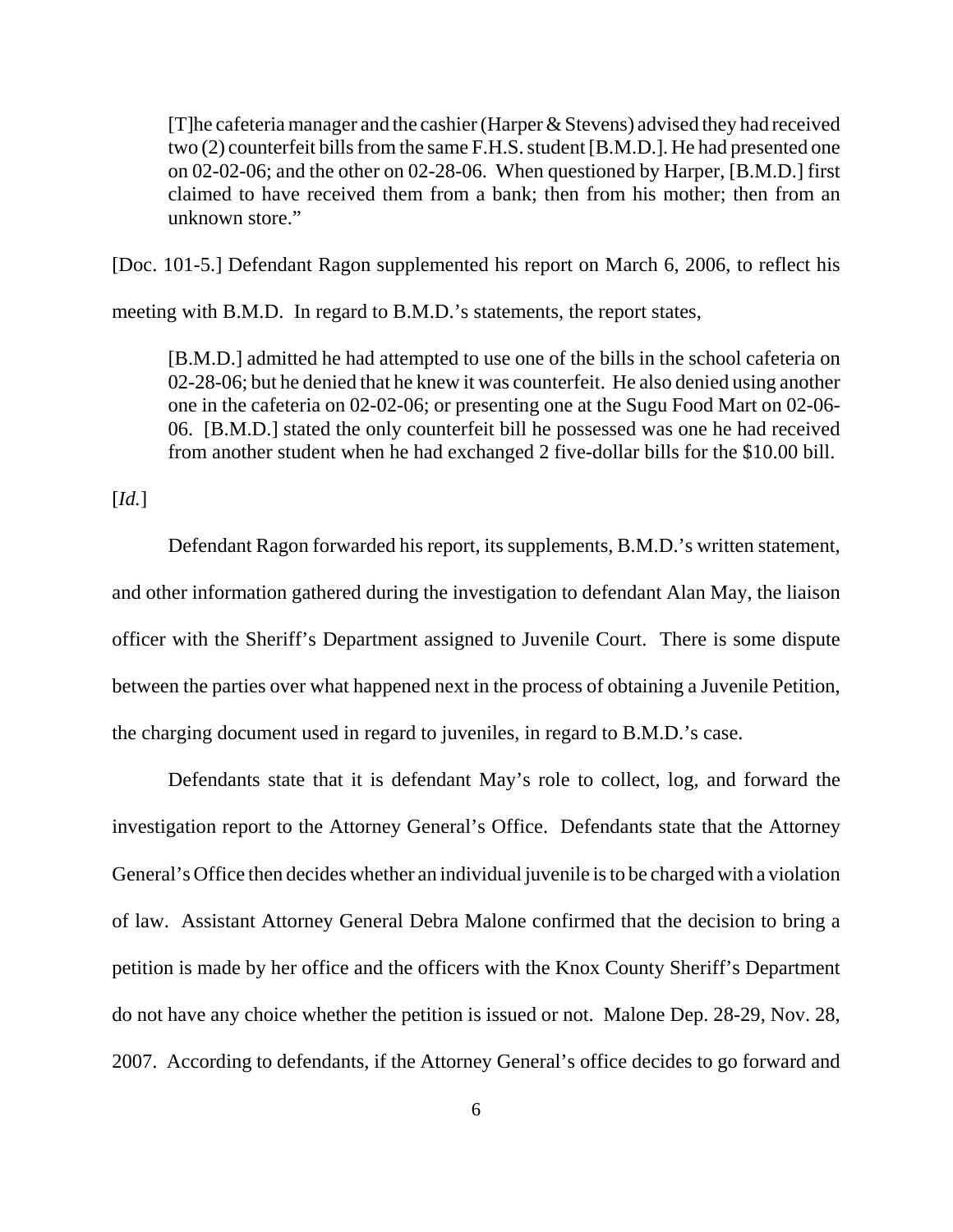> [T]he cafeteria manager and the cashier (Harper & Stevens) advised they had received two (2) counterfeit bills from the same F.H.S. student [B.M.D.]. He had presented one on 02-02-06; and the other on 02-28-06. When questioned by Harper, [B.M.D.] first claimed to have received them from a bank; then from his mother; then from an unknown store."

[Doc. 101-5.] Defendant Ragon supplemented his report on March 6, 2006, to reflect his meeting with B.M.D. In regard to B.M.D.'s statements, the report states,

> [B.M.D.] admitted he had attempted to use one of the bills in the school cafeteria on 02-28-06; but he denied that he knew it was counterfeit. He also denied using another one in the cafeteria on 02-02-06; or presenting one at the Sugu Food Mart on 02-06-06. [B.M.D.] stated the only counterfeit bill he possessed was one he had received from another student when he had exchanged 2 five-dollar bills for the $10.00 bill.

[*Id.*]

Defendant Ragon forwarded his report, its supplements, B.M.D.'s written statement, and other information gathered during the investigation to defendant Alan May, the liaison officer with the Sheriff's Department assigned to Juvenile Court. There is some dispute between the parties over what happened next in the process of obtaining a Juvenile Petition, the charging document used in regard to juveniles, in regard to B.M.D.'s case.

Defendants state that it is defendant May's role to collect, log, and forward the investigation report to the Attorney General's Office. Defendants state that the Attorney General's Office then decides whether an individual juvenile is to be charged with a violation of law. Assistant Attorney General Debra Malone confirmed that the decision to bring a petition is made by her office and the officers with the Knox County Sheriff's Department do not have any choice whether the petition is issued or not. Malone Dep. 28-29, Nov. 28, 2007. According to defendants, if the Attorney General's office decides to go forward and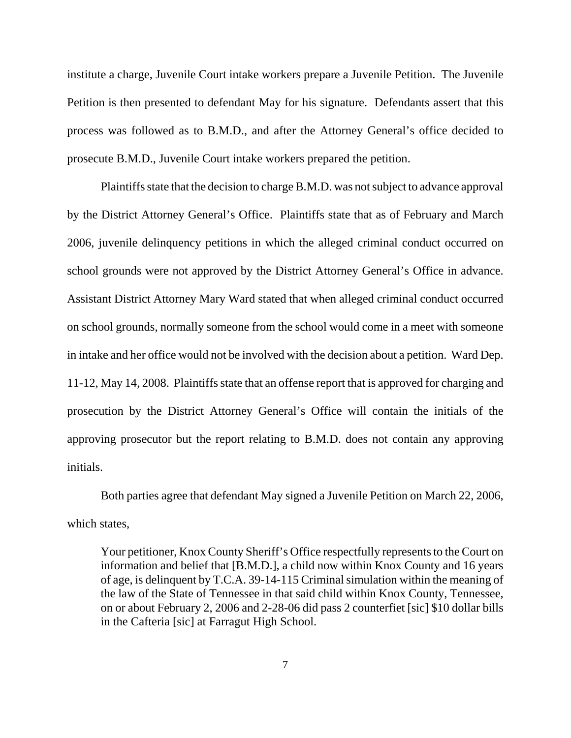institute a charge, Juvenile Court intake workers prepare a Juvenile Petition. The Juvenile Petition is then presented to defendant May for his signature. Defendants assert that this process was followed as to B.M.D., and after the Attorney General's office decided to prosecute B.M.D., Juvenile Court intake workers prepared the petition.

Plaintiffs state that the decision to charge B.M.D. was not subject to advance approval by the District Attorney General's Office. Plaintiffs state that as of February and March 2006, juvenile delinquency petitions in which the alleged criminal conduct occurred on school grounds were not approved by the District Attorney General's Office in advance. Assistant District Attorney Mary Ward stated that when alleged criminal conduct occurred on school grounds, normally someone from the school would come in a meet with someone in intake and her office would not be involved with the decision about a petition. Ward Dep. 11-12, May 14, 2008. Plaintiffs state that an offense report that is approved for charging and prosecution by the District Attorney General's Office will contain the initials of the approving prosecutor but the report relating to B.M.D. does not contain any approving initials.

Both parties agree that defendant May signed a Juvenile Petition on March 22, 2006, which states,

> Your petitioner, Knox County Sheriff's Office respectfully represents to the Court on information and belief that [B.M.D.], a child now within Knox County and 16 years of age, is delinquent by T.C.A. 39-14-115 Criminal simulation within the meaning of the law of the State of Tennessee in that said child within Knox County, Tennessee, on or about February 2, 2006 and 2-28-06 did pass 2 counterfiet [sic] $10 dollar bills in the Cafteria [sic] at Farragut High School.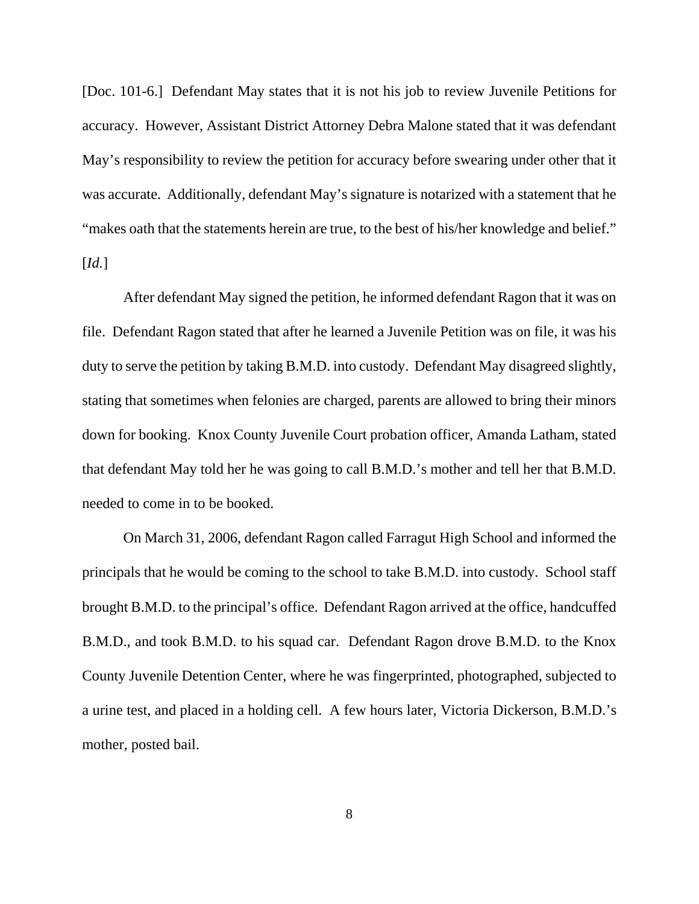[Doc. 101-6.] Defendant May states that it is not his job to review Juvenile Petitions for accuracy. However, Assistant District Attorney Debra Malone stated that it was defendant May's responsibility to review the petition for accuracy before swearing under other that it was accurate. Additionally, defendant May's signature is notarized with a statement that he "makes oath that the statements herein are true, to the best of his/her knowledge and belief." [*Id.*]

After defendant May signed the petition, he informed defendant Ragon that it was on file. Defendant Ragon stated that after he learned a Juvenile Petition was on file, it was his duty to serve the petition by taking B.M.D. into custody. Defendant May disagreed slightly, stating that sometimes when felonies are charged, parents are allowed to bring their minors down for booking. Knox County Juvenile Court probation officer, Amanda Latham, stated that defendant May told her he was going to call B.M.D.'s mother and tell her that B.M.D. needed to come in to be booked.

On March 31, 2006, defendant Ragon called Farragut High School and informed the principals that he would be coming to the school to take B.M.D. into custody. School staff brought B.M.D. to the principal's office. Defendant Ragon arrived at the office, handcuffed B.M.D., and took B.M.D. to his squad car. Defendant Ragon drove B.M.D. to the Knox County Juvenile Detention Center, where he was fingerprinted, photographed, subjected to a urine test, and placed in a holding cell. A few hours later, Victoria Dickerson, B.M.D.'s mother, posted bail.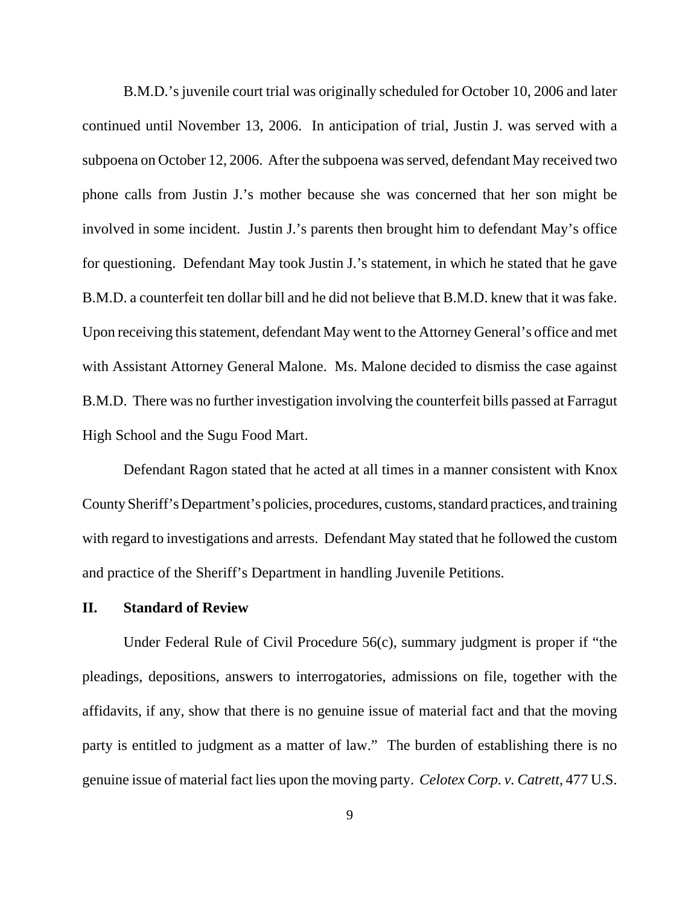B.M.D.'s juvenile court trial was originally scheduled for October 10, 2006 and later continued until November 13, 2006. In anticipation of trial, Justin J. was served with a subpoena on October 12, 2006. After the subpoena was served, defendant May received two phone calls from Justin J.'s mother because she was concerned that her son might be involved in some incident. Justin J.'s parents then brought him to defendant May's office for questioning. Defendant May took Justin J.'s statement, in which he stated that he gave B.M.D. a counterfeit ten dollar bill and he did not believe that B.M.D. knew that it was fake. Upon receiving this statement, defendant May went to the Attorney General's office and met with Assistant Attorney General Malone. Ms. Malone decided to dismiss the case against B.M.D. There was no further investigation involving the counterfeit bills passed at Farragut High School and the Sugu Food Mart.

Defendant Ragon stated that he acted at all times in a manner consistent with Knox County Sheriff's Department's policies, procedures, customs, standard practices, and training with regard to investigations and arrests. Defendant May stated that he followed the custom and practice of the Sheriff's Department in handling Juvenile Petitions.

## II. Standard of Review

Under Federal Rule of Civil Procedure 56(c), summary judgment is proper if "the pleadings, depositions, answers to interrogatories, admissions on file, together with the affidavits, if any, show that there is no genuine issue of material fact and that the moving party is entitled to judgment as a matter of law." The burden of establishing there is no genuine issue of material fact lies upon the moving party. *Celotex Corp. v. Catrett*, 477 U.S.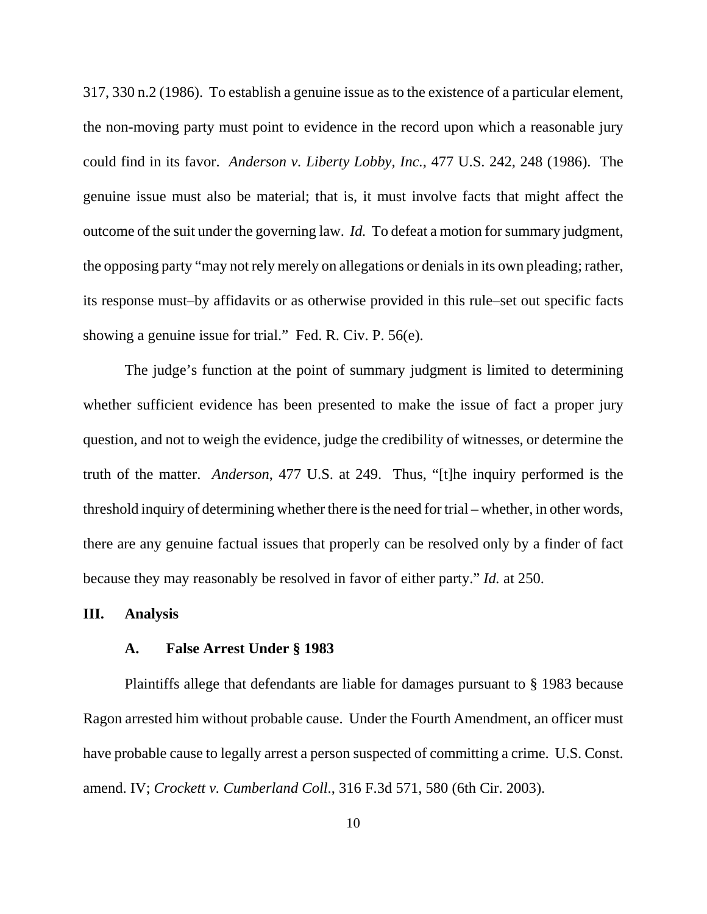317, 330 n.2 (1986). To establish a genuine issue as to the existence of a particular element, the non-moving party must point to evidence in the record upon which a reasonable jury could find in its favor. *Anderson v. Liberty Lobby, Inc.*, 477 U.S. 242, 248 (1986). The genuine issue must also be material; that is, it must involve facts that might affect the outcome of the suit under the governing law. *Id.* To defeat a motion for summary judgment, the opposing party "may not rely merely on allegations or denials in its own pleading; rather, its response must–by affidavits or as otherwise provided in this rule–set out specific facts showing a genuine issue for trial." Fed. R. Civ. P. 56(e).

The judge's function at the point of summary judgment is limited to determining whether sufficient evidence has been presented to make the issue of fact a proper jury question, and not to weigh the evidence, judge the credibility of witnesses, or determine the truth of the matter. *Anderson*, 477 U.S. at 249. Thus, "[t]he inquiry performed is the threshold inquiry of determining whether there is the need for trial – whether, in other words, there are any genuine factual issues that properly can be resolved only by a finder of fact because they may reasonably be resolved in favor of either party." *Id.* at 250.

## III. Analysis

### A. False Arrest Under § 1983

Plaintiffs allege that defendants are liable for damages pursuant to § 1983 because Ragon arrested him without probable cause. Under the Fourth Amendment, an officer must have probable cause to legally arrest a person suspected of committing a crime. U.S. Const. amend. IV; *Crockett v. Cumberland Coll.*, 316 F.3d 571, 580 (6th Cir. 2003).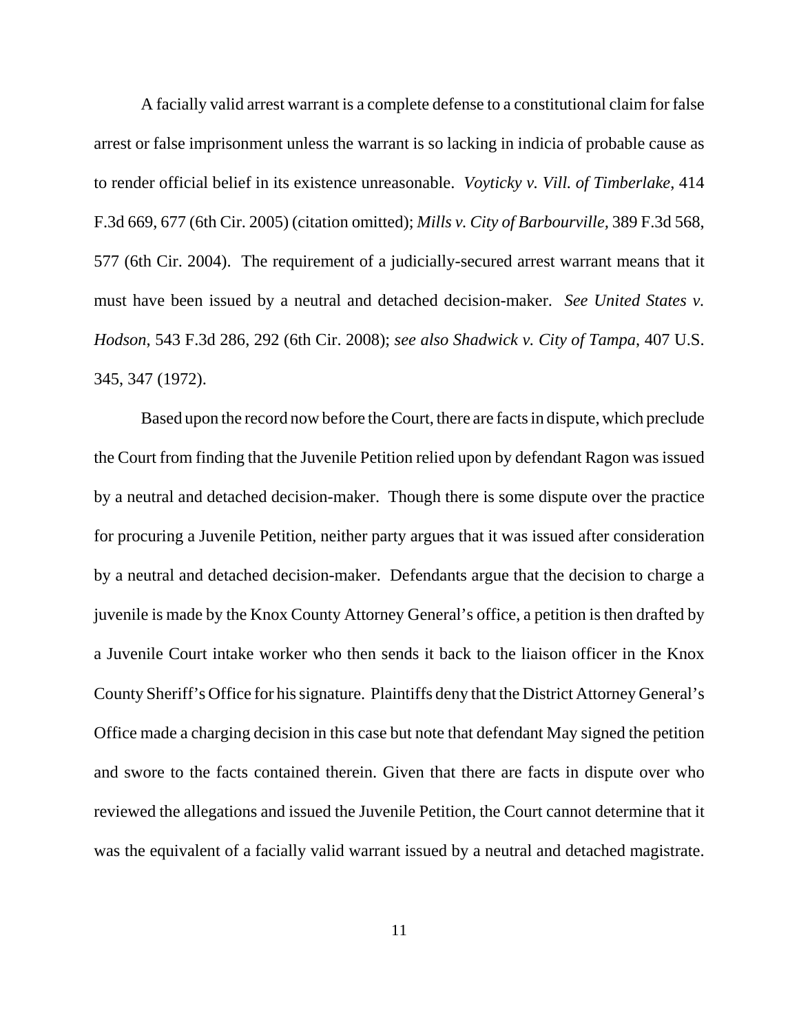A facially valid arrest warrant is a complete defense to a constitutional claim for false arrest or false imprisonment unless the warrant is so lacking in indicia of probable cause as to render official belief in its existence unreasonable. *Voyticky v. Vill. of Timberlake*, 414 F.3d 669, 677 (6th Cir. 2005) (citation omitted); *Mills v. City of Barbourville*, 389 F.3d 568, 577 (6th Cir. 2004). The requirement of a judicially-secured arrest warrant means that it must have been issued by a neutral and detached decision-maker. *See United States v. Hodson*, 543 F.3d 286, 292 (6th Cir. 2008); *see also Shadwick v. City of Tampa*, 407 U.S. 345, 347 (1972).

Based upon the record now before the Court, there are facts in dispute, which preclude the Court from finding that the Juvenile Petition relied upon by defendant Ragon was issued by a neutral and detached decision-maker. Though there is some dispute over the practice for procuring a Juvenile Petition, neither party argues that it was issued after consideration by a neutral and detached decision-maker. Defendants argue that the decision to charge a juvenile is made by the Knox County Attorney General's office, a petition is then drafted by a Juvenile Court intake worker who then sends it back to the liaison officer in the Knox County Sheriff's Office for his signature. Plaintiffs deny that the District Attorney General's Office made a charging decision in this case but note that defendant May signed the petition and swore to the facts contained therein. Given that there are facts in dispute over who reviewed the allegations and issued the Juvenile Petition, the Court cannot determine that it was the equivalent of a facially valid warrant issued by a neutral and detached magistrate.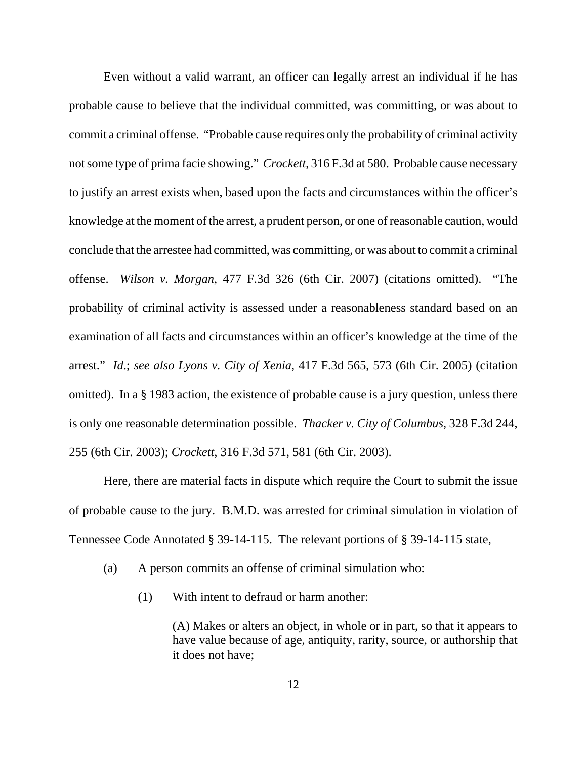Even without a valid warrant, an officer can legally arrest an individual if he has probable cause to believe that the individual committed, was committing, or was about to commit a criminal offense. "Probable cause requires only the probability of criminal activity not some type of prima facie showing." *Crockett*, 316 F.3d at 580. Probable cause necessary to justify an arrest exists when, based upon the facts and circumstances within the officer's knowledge at the moment of the arrest, a prudent person, or one of reasonable caution, would conclude that the arrestee had committed, was committing, or was about to commit a criminal offense. *Wilson v. Morgan*, 477 F.3d 326 (6th Cir. 2007) (citations omitted). "The probability of criminal activity is assessed under a reasonableness standard based on an examination of all facts and circumstances within an officer's knowledge at the time of the arrest." *Id*.; *see also Lyons v. City of Xenia*, 417 F.3d 565, 573 (6th Cir. 2005) (citation omitted). In a § 1983 action, the existence of probable cause is a jury question, unless there is only one reasonable determination possible. *Thacker v. City of Columbus*, 328 F.3d 244, 255 (6th Cir. 2003); *Crockett*, 316 F.3d 571, 581 (6th Cir. 2003).

Here, there are material facts in dispute which require the Court to submit the issue of probable cause to the jury. B.M.D. was arrested for criminal simulation in violation of Tennessee Code Annotated § 39-14-115. The relevant portions of § 39-14-115 state,

> (a) A person commits an offense of criminal simulation who:
>
> > (1) With intent to defraud or harm another:
> >
> > > (A) Makes or alters an object, in whole or in part, so that it appears to have value because of age, antiquity, rarity, source, or authorship that it does not have;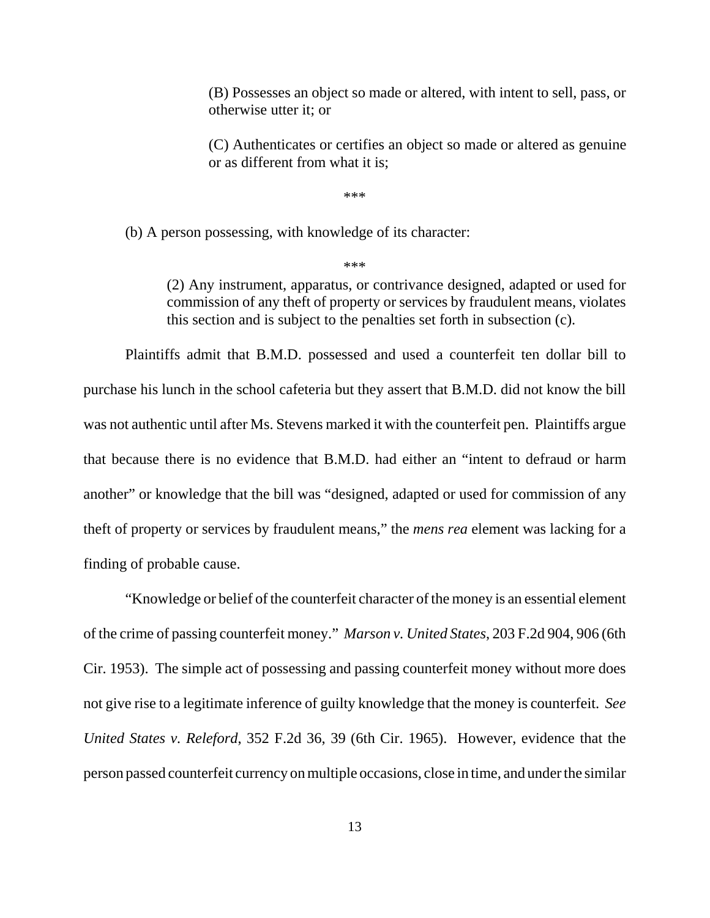> (B) Possesses an object so made or altered, with intent to sell, pass, or otherwise utter it; or
>
> (C) Authenticates or certifies an object so made or altered as genuine or as different from what it is;
>
> ***
>
> (b) A person possessing, with knowledge of its character:
>
> ***
>
> (2) Any instrument, apparatus, or contrivance designed, adapted or used for commission of any theft of property or services by fraudulent means, violates this section and is subject to the penalties set forth in subsection (c).

Plaintiffs admit that B.M.D. possessed and used a counterfeit ten dollar bill to purchase his lunch in the school cafeteria but they assert that B.M.D. did not know the bill was not authentic until after Ms. Stevens marked it with the counterfeit pen. Plaintiffs argue that because there is no evidence that B.M.D. had either an "intent to defraud or harm another" or knowledge that the bill was "designed, adapted or used for commission of any theft of property or services by fraudulent means," the *mens rea* element was lacking for a finding of probable cause.

"Knowledge or belief of the counterfeit character of the money is an essential element of the crime of passing counterfeit money." *Marson v. United States*, 203 F.2d 904, 906 (6th Cir. 1953). The simple act of possessing and passing counterfeit money without more does not give rise to a legitimate inference of guilty knowledge that the money is counterfeit. *See United States v. Releford*, 352 F.2d 36, 39 (6th Cir. 1965). However, evidence that the person passed counterfeit currency on multiple occasions, close in time, and under the similar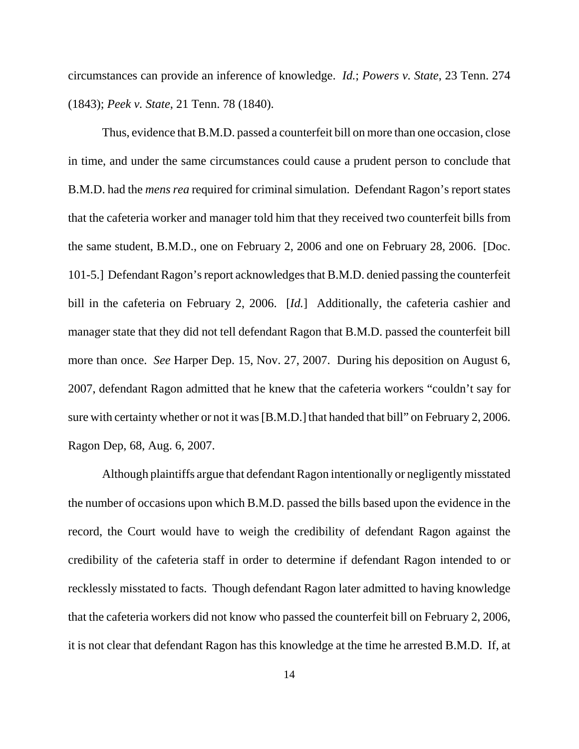circumstances can provide an inference of knowledge. *Id.*; *Powers v. State*, 23 Tenn. 274 (1843); *Peek v. State*, 21 Tenn. 78 (1840).

Thus, evidence that B.M.D. passed a counterfeit bill on more than one occasion, close in time, and under the same circumstances could cause a prudent person to conclude that B.M.D. had the *mens rea* required for criminal simulation. Defendant Ragon's report states that the cafeteria worker and manager told him that they received two counterfeit bills from the same student, B.M.D., one on February 2, 2006 and one on February 28, 2006. [Doc. 101-5.] Defendant Ragon's report acknowledges that B.M.D. denied passing the counterfeit bill in the cafeteria on February 2, 2006. [*Id.*] Additionally, the cafeteria cashier and manager state that they did not tell defendant Ragon that B.M.D. passed the counterfeit bill more than once. *See* Harper Dep. 15, Nov. 27, 2007. During his deposition on August 6, 2007, defendant Ragon admitted that he knew that the cafeteria workers "couldn't say for sure with certainty whether or not it was [B.M.D.] that handed that bill" on February 2, 2006. Ragon Dep, 68, Aug. 6, 2007.

Although plaintiffs argue that defendant Ragon intentionally or negligently misstated the number of occasions upon which B.M.D. passed the bills based upon the evidence in the record, the Court would have to weigh the credibility of defendant Ragon against the credibility of the cafeteria staff in order to determine if defendant Ragon intended to or recklessly misstated to facts. Though defendant Ragon later admitted to having knowledge that the cafeteria workers did not know who passed the counterfeit bill on February 2, 2006, it is not clear that defendant Ragon has this knowledge at the time he arrested B.M.D. If, at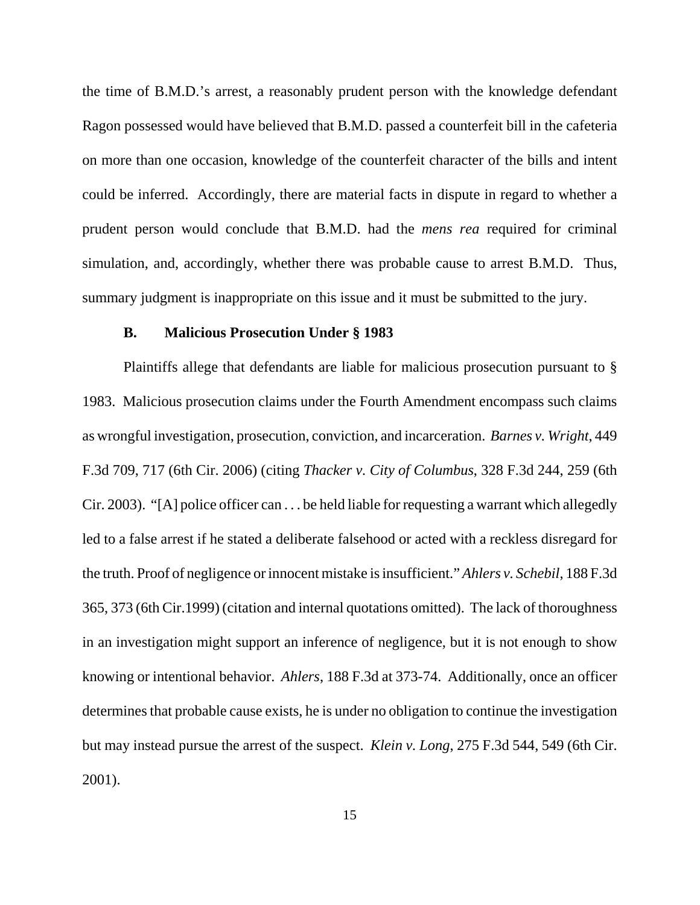the time of B.M.D.'s arrest, a reasonably prudent person with the knowledge defendant Ragon possessed would have believed that B.M.D. passed a counterfeit bill in the cafeteria on more than one occasion, knowledge of the counterfeit character of the bills and intent could be inferred. Accordingly, there are material facts in dispute in regard to whether a prudent person would conclude that B.M.D. had the *mens rea* required for criminal simulation, and, accordingly, whether there was probable cause to arrest B.M.D. Thus, summary judgment is inappropriate on this issue and it must be submitted to the jury.

### B. Malicious Prosecution Under § 1983

Plaintiffs allege that defendants are liable for malicious prosecution pursuant to § 1983. Malicious prosecution claims under the Fourth Amendment encompass such claims as wrongful investigation, prosecution, conviction, and incarceration. *Barnes v. Wright*, 449 F.3d 709, 717 (6th Cir. 2006) (citing *Thacker v. City of Columbus*, 328 F.3d 244, 259 (6th Cir. 2003). "[A] police officer can . . . be held liable for requesting a warrant which allegedly led to a false arrest if he stated a deliberate falsehood or acted with a reckless disregard for the truth. Proof of negligence or innocent mistake is insufficient." *Ahlers v. Schebil*, 188 F.3d 365, 373 (6th Cir.1999) (citation and internal quotations omitted). The lack of thoroughness in an investigation might support an inference of negligence, but it is not enough to show knowing or intentional behavior. *Ahlers*, 188 F.3d at 373-74. Additionally, once an officer determines that probable cause exists, he is under no obligation to continue the investigation but may instead pursue the arrest of the suspect. *Klein v. Long*, 275 F.3d 544, 549 (6th Cir. 2001).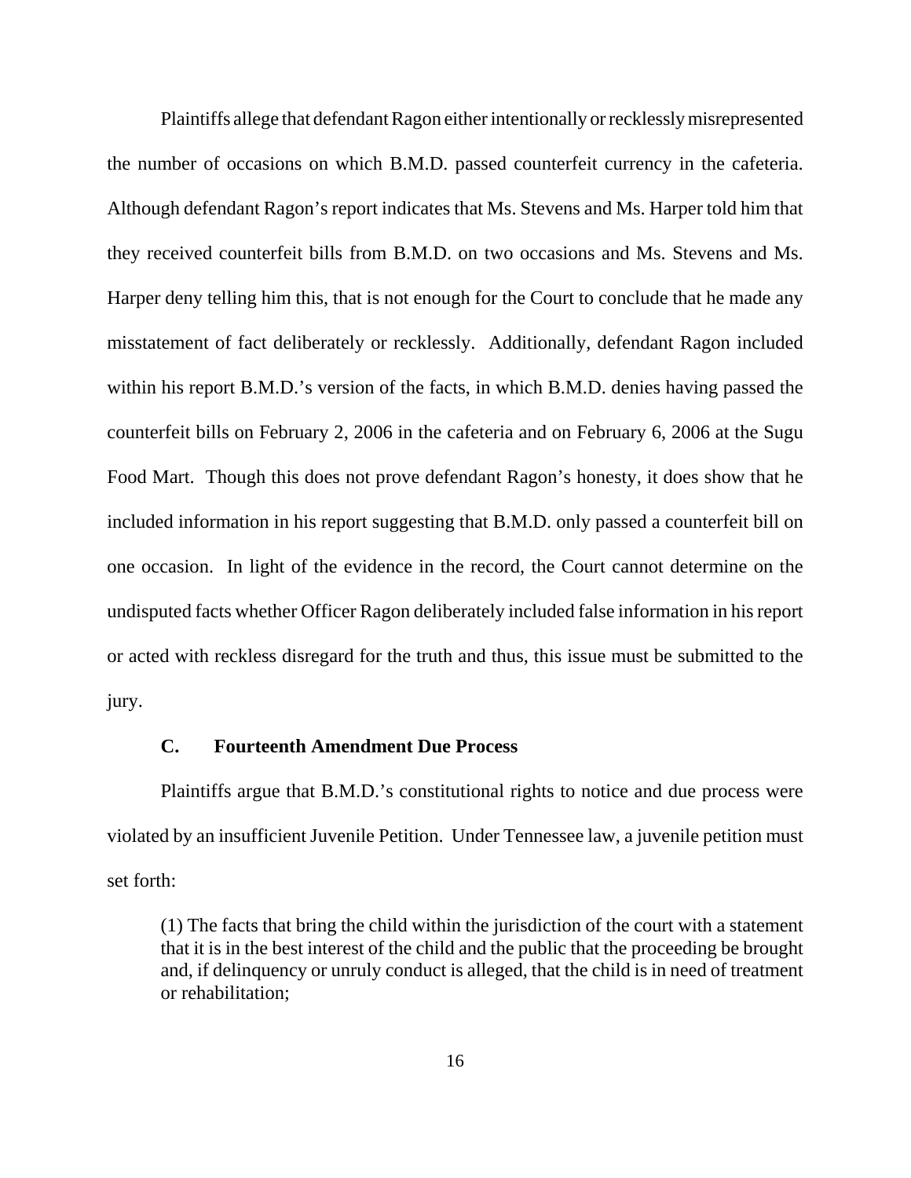Plaintiffs allege that defendant Ragon either intentionally or recklessly misrepresented the number of occasions on which B.M.D. passed counterfeit currency in the cafeteria. Although defendant Ragon's report indicates that Ms. Stevens and Ms. Harper told him that they received counterfeit bills from B.M.D. on two occasions and Ms. Stevens and Ms. Harper deny telling him this, that is not enough for the Court to conclude that he made any misstatement of fact deliberately or recklessly. Additionally, defendant Ragon included within his report B.M.D.'s version of the facts, in which B.M.D. denies having passed the counterfeit bills on February 2, 2006 in the cafeteria and on February 6, 2006 at the Sugu Food Mart. Though this does not prove defendant Ragon's honesty, it does show that he included information in his report suggesting that B.M.D. only passed a counterfeit bill on one occasion. In light of the evidence in the record, the Court cannot determine on the undisputed facts whether Officer Ragon deliberately included false information in his report or acted with reckless disregard for the truth and thus, this issue must be submitted to the jury.

### C. Fourteenth Amendment Due Process

Plaintiffs argue that B.M.D.'s constitutional rights to notice and due process were violated by an insufficient Juvenile Petition. Under Tennessee law, a juvenile petition must set forth:

> (1) The facts that bring the child within the jurisdiction of the court with a statement that it is in the best interest of the child and the public that the proceeding be brought and, if delinquency or unruly conduct is alleged, that the child is in need of treatment or rehabilitation;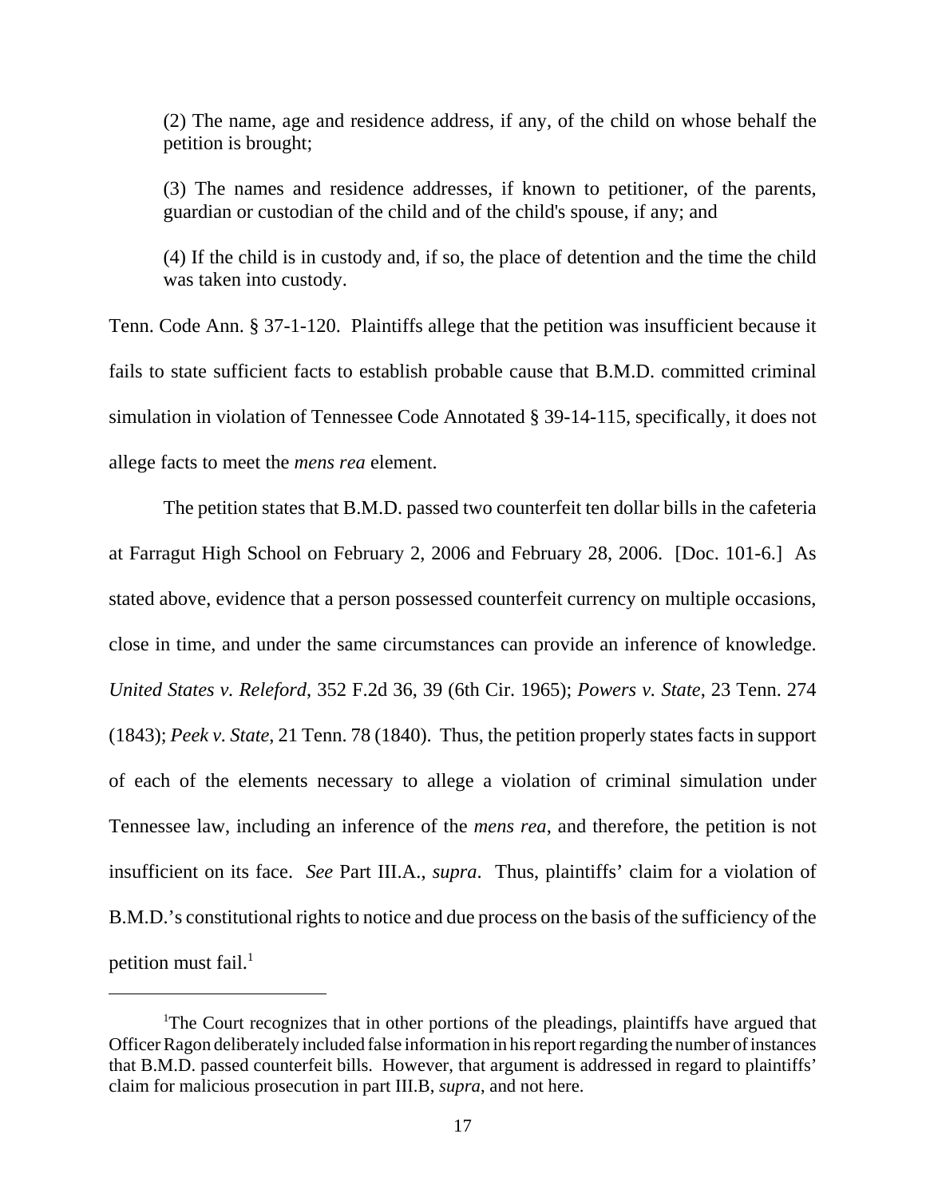> (2) The name, age and residence address, if any, of the child on whose behalf the petition is brought;
>
> (3) The names and residence addresses, if known to petitioner, of the parents, guardian or custodian of the child and of the child's spouse, if any; and
>
> (4) If the child is in custody and, if so, the place of detention and the time the child was taken into custody.

Tenn. Code Ann. § 37-1-120. Plaintiffs allege that the petition was insufficient because it fails to state sufficient facts to establish probable cause that B.M.D. committed criminal simulation in violation of Tennessee Code Annotated § 39-14-115, specifically, it does not allege facts to meet the *mens rea* element.

The petition states that B.M.D. passed two counterfeit ten dollar bills in the cafeteria at Farragut High School on February 2, 2006 and February 28, 2006. [Doc. 101-6.] As stated above, evidence that a person possessed counterfeit currency on multiple occasions, close in time, and under the same circumstances can provide an inference of knowledge. *United States v. Releford*, 352 F.2d 36, 39 (6th Cir. 1965); *Powers v. State*, 23 Tenn. 274 (1843); *Peek v. State*, 21 Tenn. 78 (1840). Thus, the petition properly states facts in support of each of the elements necessary to allege a violation of criminal simulation under Tennessee law, including an inference of the *mens rea*, and therefore, the petition is not insufficient on its face. *See* Part III.A., *supra*. Thus, plaintiffs' claim for a violation of B.M.D.'s constitutional rights to notice and due process on the basis of the sufficiency of the petition must fail.[1]

[1] The Court recognizes that in other portions of the pleadings, plaintiffs have argued that Officer Ragon deliberately included false information in his report regarding the number of instances that B.M.D. passed counterfeit bills. However, that argument is addressed in regard to plaintiffs' claim for malicious prosecution in part III.B, *supra*, and not here.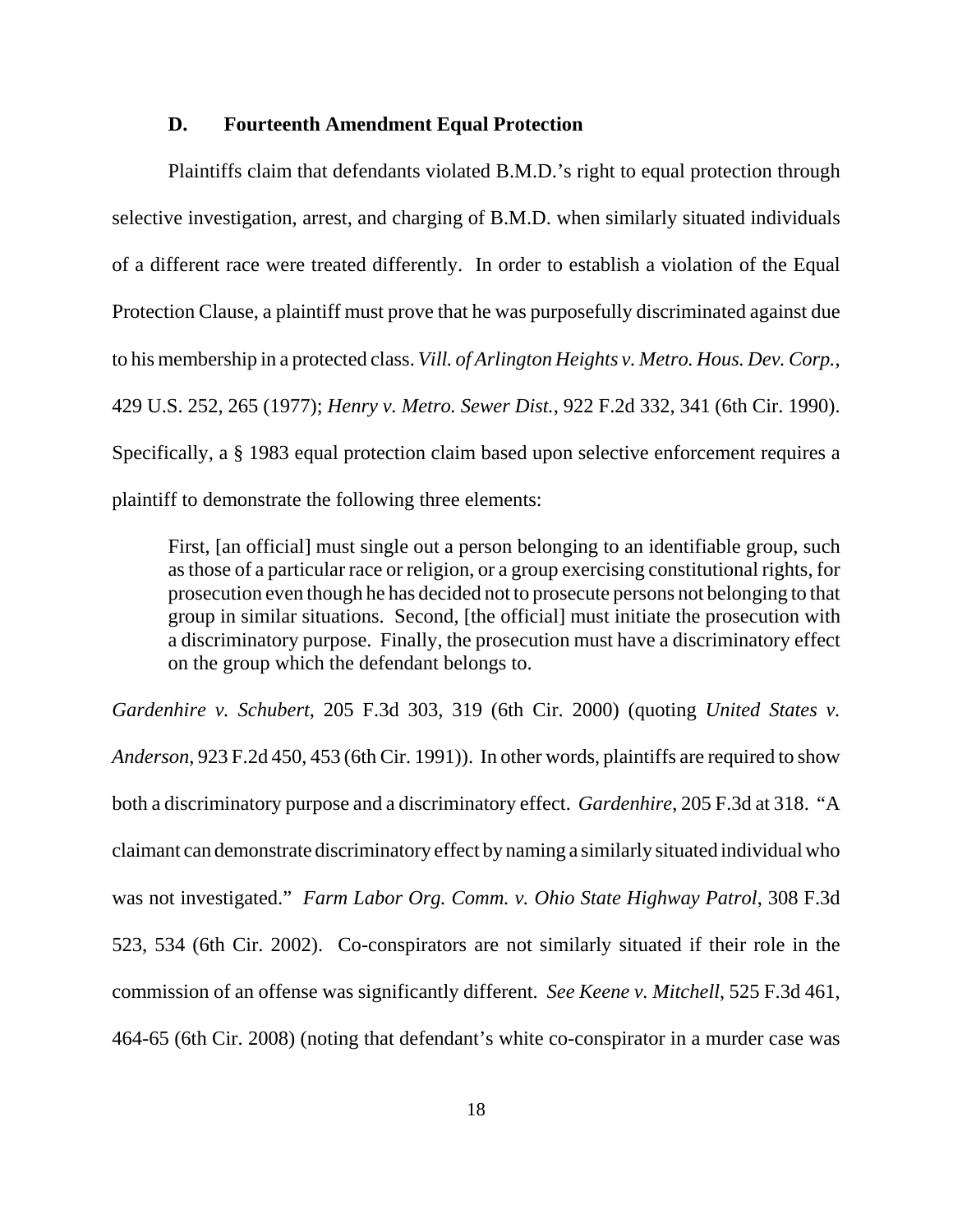### D. Fourteenth Amendment Equal Protection

Plaintiffs claim that defendants violated B.M.D.'s right to equal protection through selective investigation, arrest, and charging of B.M.D. when similarly situated individuals of a different race were treated differently. In order to establish a violation of the Equal Protection Clause, a plaintiff must prove that he was purposefully discriminated against due to his membership in a protected class. *Vill. of Arlington Heights v. Metro. Hous. Dev. Corp.*, 429 U.S. 252, 265 (1977); *Henry v. Metro. Sewer Dist.*, 922 F.2d 332, 341 (6th Cir. 1990). Specifically, a § 1983 equal protection claim based upon selective enforcement requires a plaintiff to demonstrate the following three elements:

> First, [an official] must single out a person belonging to an identifiable group, such as those of a particular race or religion, or a group exercising constitutional rights, for prosecution even though he has decided not to prosecute persons not belonging to that group in similar situations. Second, [the official] must initiate the prosecution with a discriminatory purpose. Finally, the prosecution must have a discriminatory effect on the group which the defendant belongs to.

*Gardenhire v. Schubert*, 205 F.3d 303, 319 (6th Cir. 2000) (quoting *United States v. Anderson*, 923 F.2d 450, 453 (6th Cir. 1991)). In other words, plaintiffs are required to show both a discriminatory purpose and a discriminatory effect. *Gardenhire*, 205 F.3d at 318. "A claimant can demonstrate discriminatory effect by naming a similarly situated individual who was not investigated." *Farm Labor Org. Comm. v. Ohio State Highway Patrol*, 308 F.3d 523, 534 (6th Cir. 2002). Co-conspirators are not similarly situated if their role in the commission of an offense was significantly different. *See Keene v. Mitchell*, 525 F.3d 461, 464-65 (6th Cir. 2008) (noting that defendant's white co-conspirator in a murder case was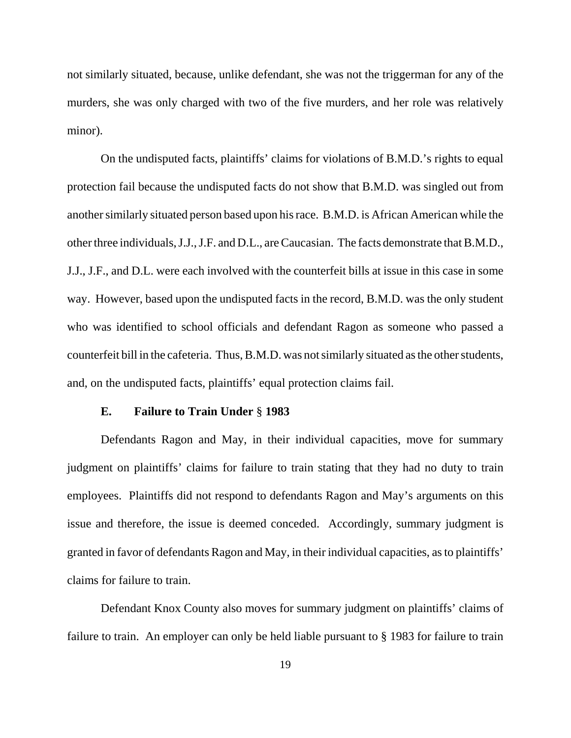not similarly situated, because, unlike defendant, she was not the triggerman for any of the murders, she was only charged with two of the five murders, and her role was relatively minor).

On the undisputed facts, plaintiffs' claims for violations of B.M.D.'s rights to equal protection fail because the undisputed facts do not show that B.M.D. was singled out from another similarly situated person based upon his race. B.M.D. is African American while the other three individuals, J.J., J.F. and D.L., are Caucasian. The facts demonstrate that B.M.D., J.J., J.F., and D.L. were each involved with the counterfeit bills at issue in this case in some way. However, based upon the undisputed facts in the record, B.M.D. was the only student who was identified to school officials and defendant Ragon as someone who passed a counterfeit bill in the cafeteria. Thus, B.M.D. was not similarly situated as the other students, and, on the undisputed facts, plaintiffs' equal protection claims fail.

### E. Failure to Train Under § 1983

Defendants Ragon and May, in their individual capacities, move for summary judgment on plaintiffs' claims for failure to train stating that they had no duty to train employees. Plaintiffs did not respond to defendants Ragon and May's arguments on this issue and therefore, the issue is deemed conceded. Accordingly, summary judgment is granted in favor of defendants Ragon and May, in their individual capacities, as to plaintiffs' claims for failure to train.

Defendant Knox County also moves for summary judgment on plaintiffs' claims of failure to train. An employer can only be held liable pursuant to § 1983 for failure to train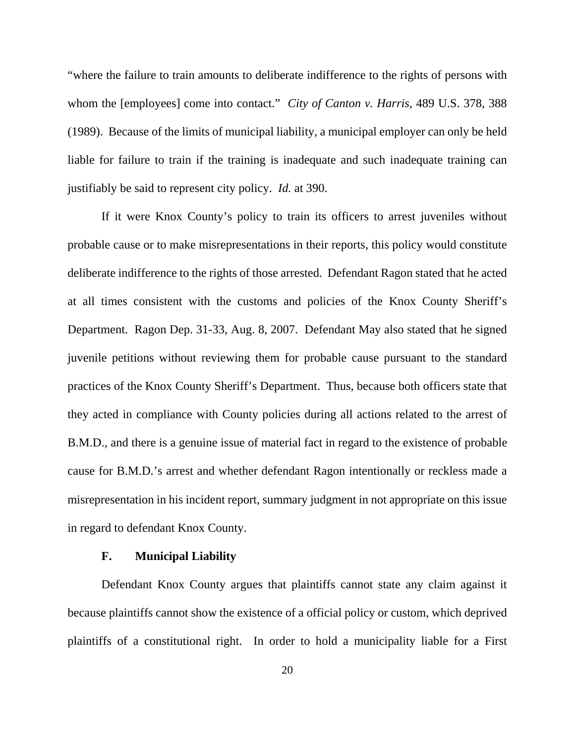"where the failure to train amounts to deliberate indifference to the rights of persons with whom the [employees] come into contact." *City of Canton v. Harris*, 489 U.S. 378, 388 (1989). Because of the limits of municipal liability, a municipal employer can only be held liable for failure to train if the training is inadequate and such inadequate training can justifiably be said to represent city policy. *Id.* at 390.

If it were Knox County's policy to train its officers to arrest juveniles without probable cause or to make misrepresentations in their reports, this policy would constitute deliberate indifference to the rights of those arrested. Defendant Ragon stated that he acted at all times consistent with the customs and policies of the Knox County Sheriff's Department. Ragon Dep. 31-33, Aug. 8, 2007. Defendant May also stated that he signed juvenile petitions without reviewing them for probable cause pursuant to the standard practices of the Knox County Sheriff's Department. Thus, because both officers state that they acted in compliance with County policies during all actions related to the arrest of B.M.D., and there is a genuine issue of material fact in regard to the existence of probable cause for B.M.D.'s arrest and whether defendant Ragon intentionally or reckless made a misrepresentation in his incident report, summary judgment in not appropriate on this issue in regard to defendant Knox County.

### F. Municipal Liability

Defendant Knox County argues that plaintiffs cannot state any claim against it because plaintiffs cannot show the existence of a official policy or custom, which deprived plaintiffs of a constitutional right. In order to hold a municipality liable for a First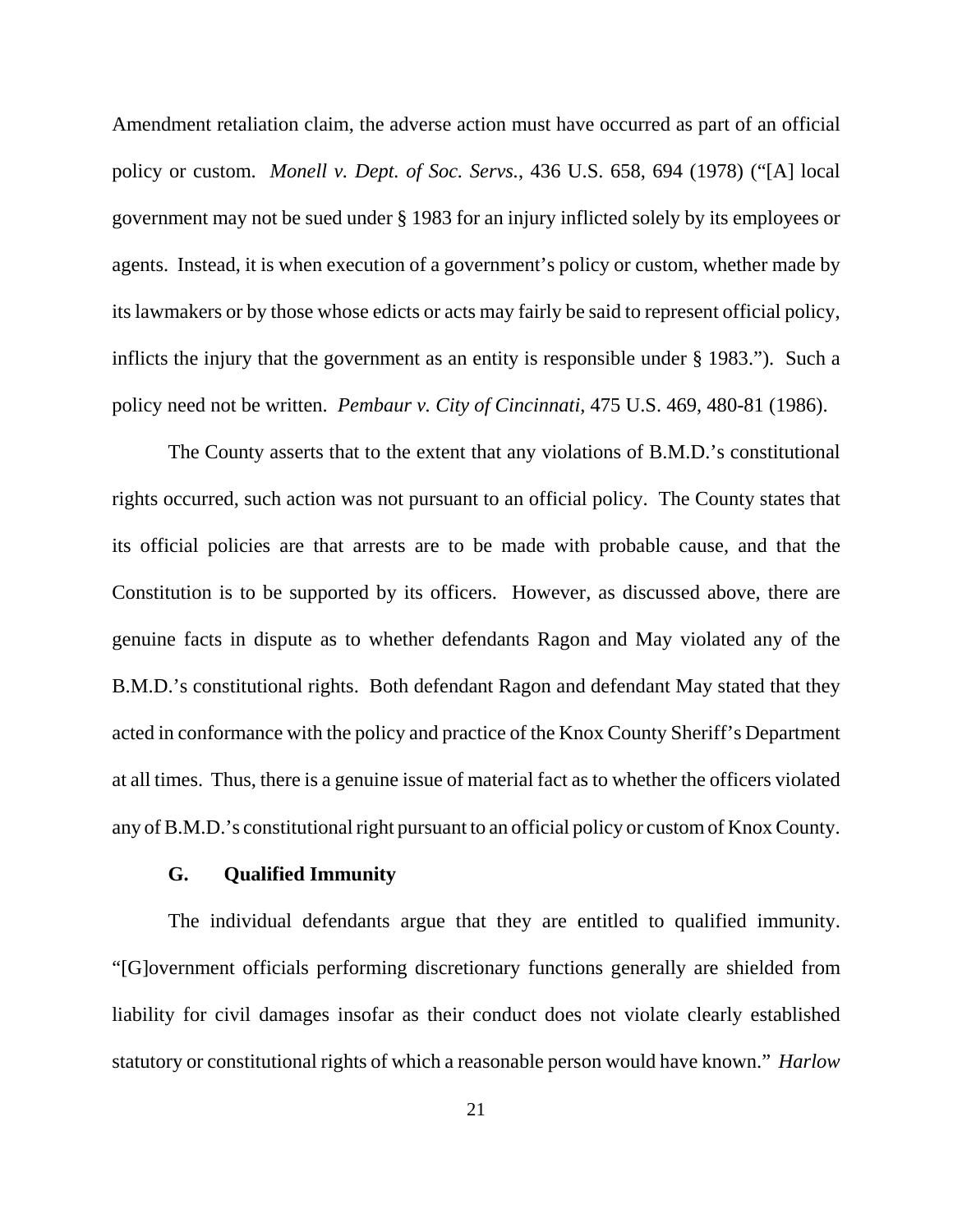Amendment retaliation claim, the adverse action must have occurred as part of an official policy or custom. *Monell v. Dept. of Soc. Servs.*, 436 U.S. 658, 694 (1978) ("[A] local government may not be sued under § 1983 for an injury inflicted solely by its employees or agents. Instead, it is when execution of a government's policy or custom, whether made by its lawmakers or by those whose edicts or acts may fairly be said to represent official policy, inflicts the injury that the government as an entity is responsible under § 1983."). Such a policy need not be written. *Pembaur v. City of Cincinnati*, 475 U.S. 469, 480-81 (1986).

The County asserts that to the extent that any violations of B.M.D.'s constitutional rights occurred, such action was not pursuant to an official policy. The County states that its official policies are that arrests are to be made with probable cause, and that the Constitution is to be supported by its officers. However, as discussed above, there are genuine facts in dispute as to whether defendants Ragon and May violated any of the B.M.D.'s constitutional rights. Both defendant Ragon and defendant May stated that they acted in conformance with the policy and practice of the Knox County Sheriff's Department at all times. Thus, there is a genuine issue of material fact as to whether the officers violated any of B.M.D.'s constitutional right pursuant to an official policy or custom of Knox County.

### G. Qualified Immunity

The individual defendants argue that they are entitled to qualified immunity. "[G]overnment officials performing discretionary functions generally are shielded from liability for civil damages insofar as their conduct does not violate clearly established statutory or constitutional rights of which a reasonable person would have known." *Harlow*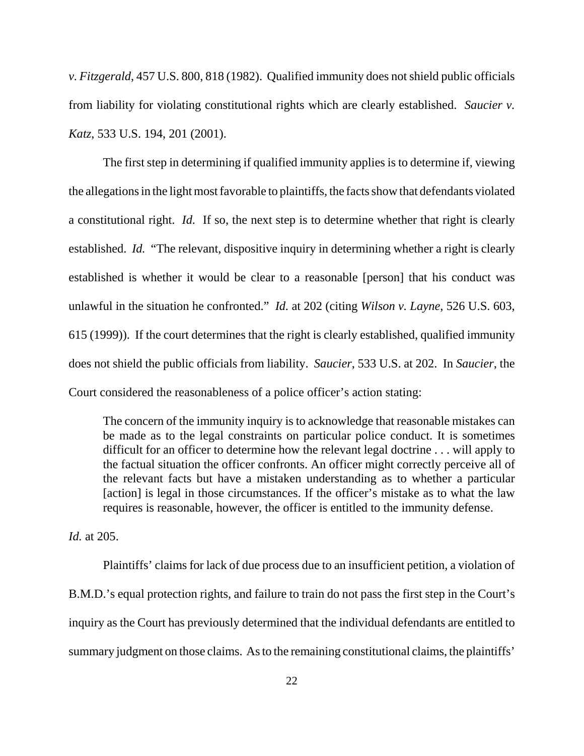*v. Fitzgerald*, 457 U.S. 800, 818 (1982). Qualified immunity does not shield public officials from liability for violating constitutional rights which are clearly established. *Saucier v. Katz*, 533 U.S. 194, 201 (2001).

The first step in determining if qualified immunity applies is to determine if, viewing the allegations in the light most favorable to plaintiffs, the facts show that defendants violated a constitutional right. *Id.* If so, the next step is to determine whether that right is clearly established. *Id.* "The relevant, dispositive inquiry in determining whether a right is clearly established is whether it would be clear to a reasonable [person] that his conduct was unlawful in the situation he confronted." *Id.* at 202 (citing *Wilson v. Layne*, 526 U.S. 603, 615 (1999)). If the court determines that the right is clearly established, qualified immunity does not shield the public officials from liability. *Saucier*, 533 U.S. at 202. In *Saucier*, the Court considered the reasonableness of a police officer's action stating:

> The concern of the immunity inquiry is to acknowledge that reasonable mistakes can be made as to the legal constraints on particular police conduct. It is sometimes difficult for an officer to determine how the relevant legal doctrine . . . will apply to the factual situation the officer confronts. An officer might correctly perceive all of the relevant facts but have a mistaken understanding as to whether a particular [action] is legal in those circumstances. If the officer's mistake as to what the law requires is reasonable, however, the officer is entitled to the immunity defense.

*Id.* at 205.

Plaintiffs' claims for lack of due process due to an insufficient petition, a violation of B.M.D.'s equal protection rights, and failure to train do not pass the first step in the Court's inquiry as the Court has previously determined that the individual defendants are entitled to summary judgment on those claims. As to the remaining constitutional claims, the plaintiffs'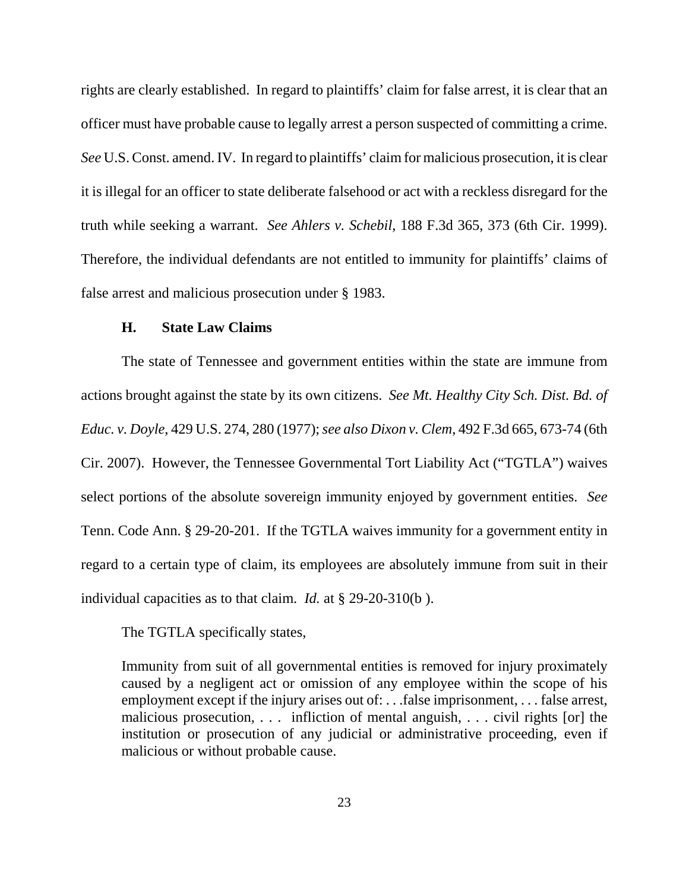rights are clearly established. In regard to plaintiffs' claim for false arrest, it is clear that an officer must have probable cause to legally arrest a person suspected of committing a crime. *See* U.S. Const. amend. IV. In regard to plaintiffs' claim for malicious prosecution, it is clear it is illegal for an officer to state deliberate falsehood or act with a reckless disregard for the truth while seeking a warrant. *See Ahlers v. Schebil*, 188 F.3d 365, 373 (6th Cir. 1999). Therefore, the individual defendants are not entitled to immunity for plaintiffs' claims of false arrest and malicious prosecution under § 1983.

### H. State Law Claims

The state of Tennessee and government entities within the state are immune from actions brought against the state by its own citizens. *See Mt. Healthy City Sch. Dist. Bd. of Educ. v. Doyle*, 429 U.S. 274, 280 (1977); *see also Dixon v. Clem*, 492 F.3d 665, 673-74 (6th Cir. 2007). However, the Tennessee Governmental Tort Liability Act ("TGTLA") waives select portions of the absolute sovereign immunity enjoyed by government entities. *See* Tenn. Code Ann. § 29-20-201. If the TGTLA waives immunity for a government entity in regard to a certain type of claim, its employees are absolutely immune from suit in their individual capacities as to that claim. *Id.* at § 29-20-310(b ).

The TGTLA specifically states,

> Immunity from suit of all governmental entities is removed for injury proximately caused by a negligent act or omission of any employee within the scope of his employment except if the injury arises out of: . . .false imprisonment, . . . false arrest, malicious prosecution, . . . infliction of mental anguish, . . . civil rights [or] the institution or prosecution of any judicial or administrative proceeding, even if malicious or without probable cause.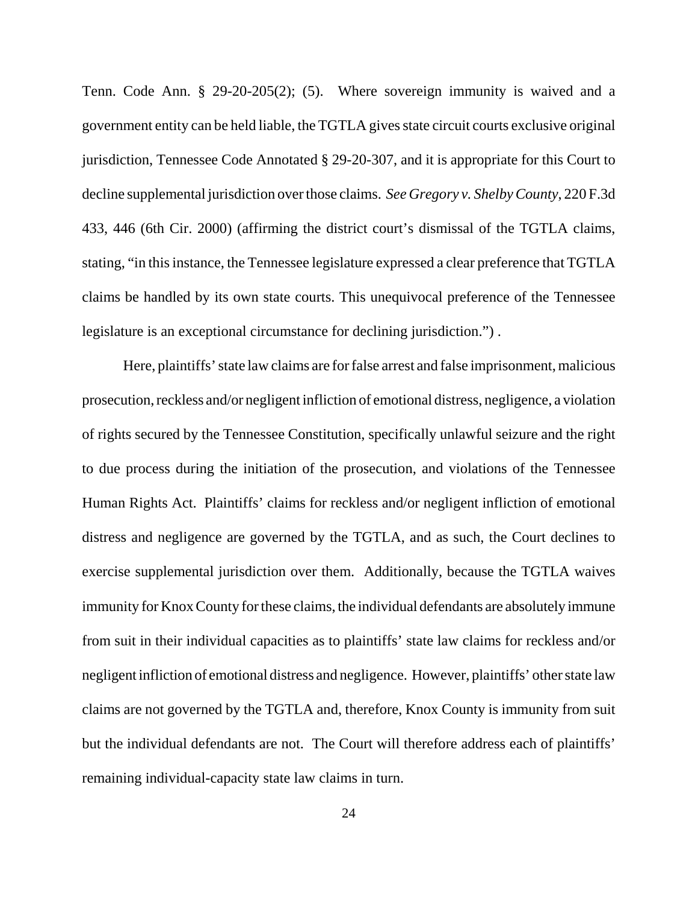Tenn. Code Ann. § 29-20-205(2); (5). Where sovereign immunity is waived and a government entity can be held liable, the TGTLA gives state circuit courts exclusive original jurisdiction, Tennessee Code Annotated § 29-20-307, and it is appropriate for this Court to decline supplemental jurisdiction over those claims. *See Gregory v. Shelby County*, 220 F.3d 433, 446 (6th Cir. 2000) (affirming the district court's dismissal of the TGTLA claims, stating, "in this instance, the Tennessee legislature expressed a clear preference that TGTLA claims be handled by its own state courts. This unequivocal preference of the Tennessee legislature is an exceptional circumstance for declining jurisdiction.") .

Here, plaintiffs' state law claims are for false arrest and false imprisonment, malicious prosecution, reckless and/or negligent infliction of emotional distress, negligence, a violation of rights secured by the Tennessee Constitution, specifically unlawful seizure and the right to due process during the initiation of the prosecution, and violations of the Tennessee Human Rights Act. Plaintiffs' claims for reckless and/or negligent infliction of emotional distress and negligence are governed by the TGTLA, and as such, the Court declines to exercise supplemental jurisdiction over them. Additionally, because the TGTLA waives immunity for Knox County for these claims, the individual defendants are absolutely immune from suit in their individual capacities as to plaintiffs' state law claims for reckless and/or negligent infliction of emotional distress and negligence. However, plaintiffs' other state law claims are not governed by the TGTLA and, therefore, Knox County is immunity from suit but the individual defendants are not. The Court will therefore address each of plaintiffs' remaining individual-capacity state law claims in turn.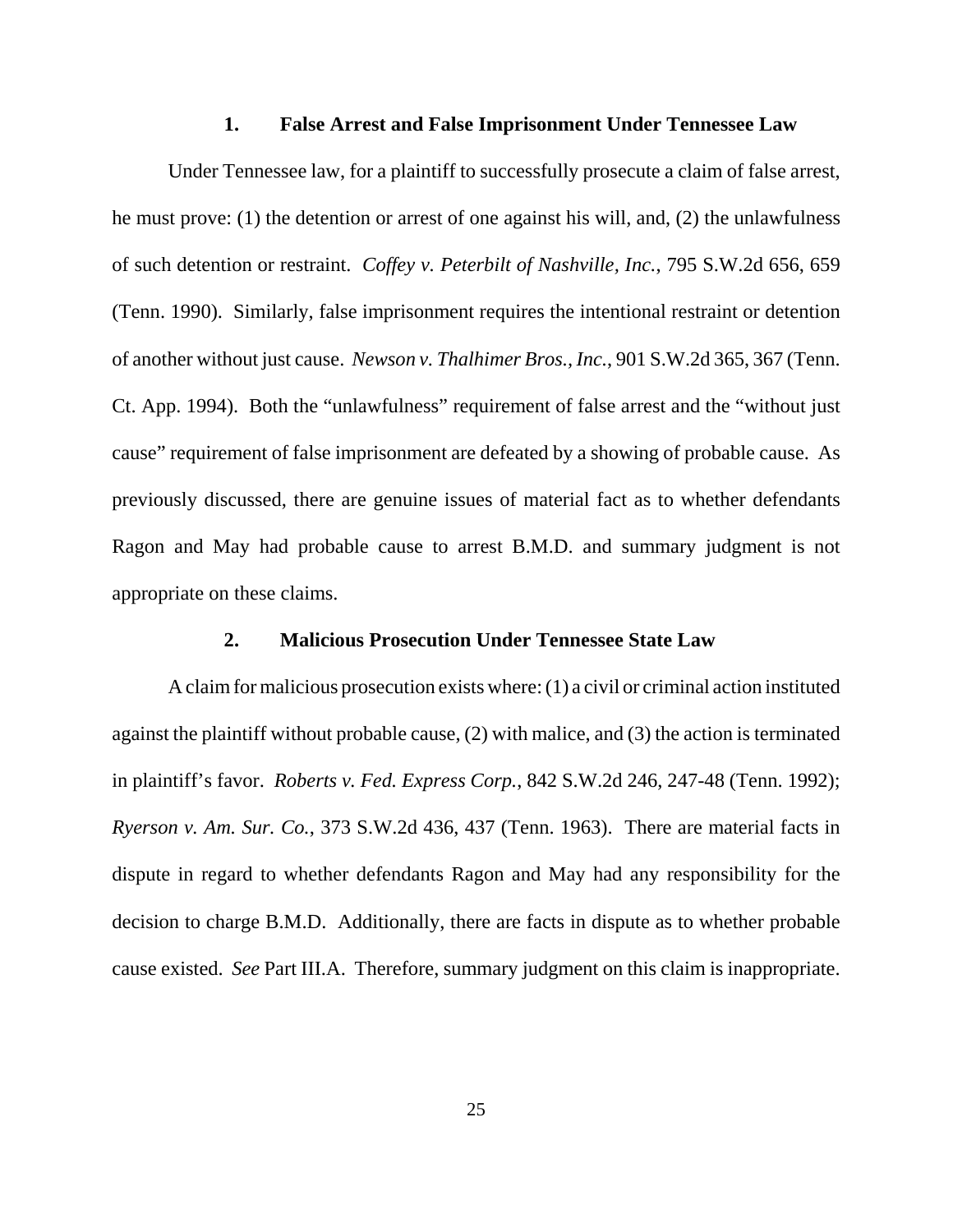### 1. False Arrest and False Imprisonment Under Tennessee Law

Under Tennessee law, for a plaintiff to successfully prosecute a claim of false arrest, he must prove: (1) the detention or arrest of one against his will, and, (2) the unlawfulness of such detention or restraint. *Coffey v. Peterbilt of Nashville, Inc.*, 795 S.W.2d 656, 659 (Tenn. 1990). Similarly, false imprisonment requires the intentional restraint or detention of another without just cause. *Newson v. Thalhimer Bros., Inc.*, 901 S.W.2d 365, 367 (Tenn. Ct. App. 1994). Both the "unlawfulness" requirement of false arrest and the "without just cause" requirement of false imprisonment are defeated by a showing of probable cause. As previously discussed, there are genuine issues of material fact as to whether defendants Ragon and May had probable cause to arrest B.M.D. and summary judgment is not appropriate on these claims.

### 2. Malicious Prosecution Under Tennessee State Law

A claim for malicious prosecution exists where: (1) a civil or criminal action instituted against the plaintiff without probable cause, (2) with malice, and (3) the action is terminated in plaintiff's favor. *Roberts v. Fed. Express Corp.*, 842 S.W.2d 246, 247-48 (Tenn. 1992); *Ryerson v. Am. Sur. Co.*, 373 S.W.2d 436, 437 (Tenn. 1963). There are material facts in dispute in regard to whether defendants Ragon and May had any responsibility for the decision to charge B.M.D. Additionally, there are facts in dispute as to whether probable cause existed. *See* Part III.A. Therefore, summary judgment on this claim is inappropriate.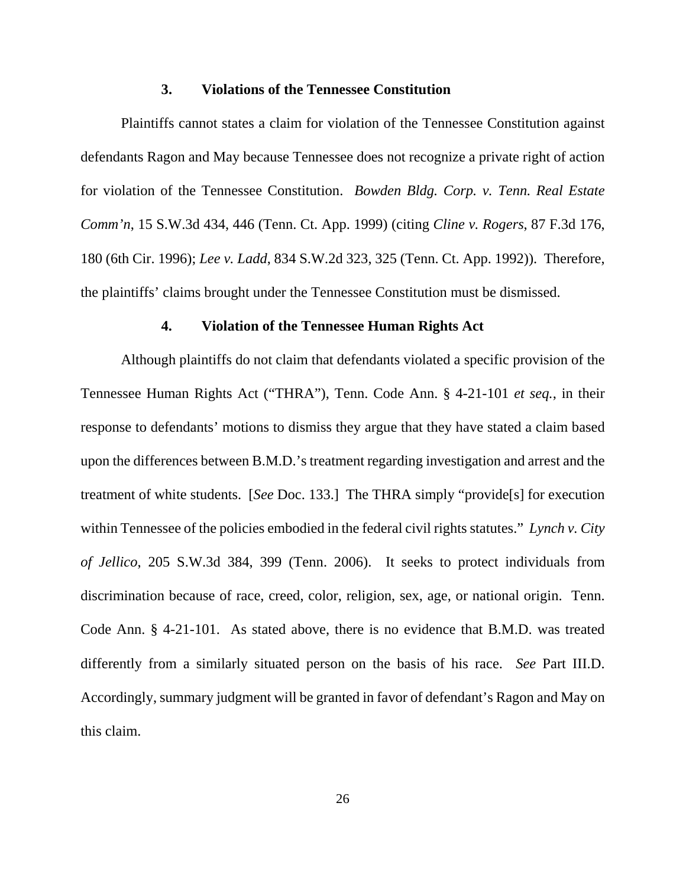### 3. Violations of the Tennessee Constitution

Plaintiffs cannot states a claim for violation of the Tennessee Constitution against defendants Ragon and May because Tennessee does not recognize a private right of action for violation of the Tennessee Constitution. *Bowden Bldg. Corp. v. Tenn. Real Estate Comm'n*, 15 S.W.3d 434, 446 (Tenn. Ct. App. 1999) (citing *Cline v. Rogers*, 87 F.3d 176, 180 (6th Cir. 1996); *Lee v. Ladd*, 834 S.W.2d 323, 325 (Tenn. Ct. App. 1992)). Therefore, the plaintiffs' claims brought under the Tennessee Constitution must be dismissed.

### 4. Violation of the Tennessee Human Rights Act

Although plaintiffs do not claim that defendants violated a specific provision of the Tennessee Human Rights Act ("THRA"), Tenn. Code Ann. § 4-21-101 *et seq.*, in their response to defendants' motions to dismiss they argue that they have stated a claim based upon the differences between B.M.D.'s treatment regarding investigation and arrest and the treatment of white students. [*See* Doc. 133.] The THRA simply "provide[s] for execution within Tennessee of the policies embodied in the federal civil rights statutes." *Lynch v. City of Jellico*, 205 S.W.3d 384, 399 (Tenn. 2006). It seeks to protect individuals from discrimination because of race, creed, color, religion, sex, age, or national origin. Tenn. Code Ann. § 4-21-101. As stated above, there is no evidence that B.M.D. was treated differently from a similarly situated person on the basis of his race. *See* Part III.D. Accordingly, summary judgment will be granted in favor of defendant's Ragon and May on this claim.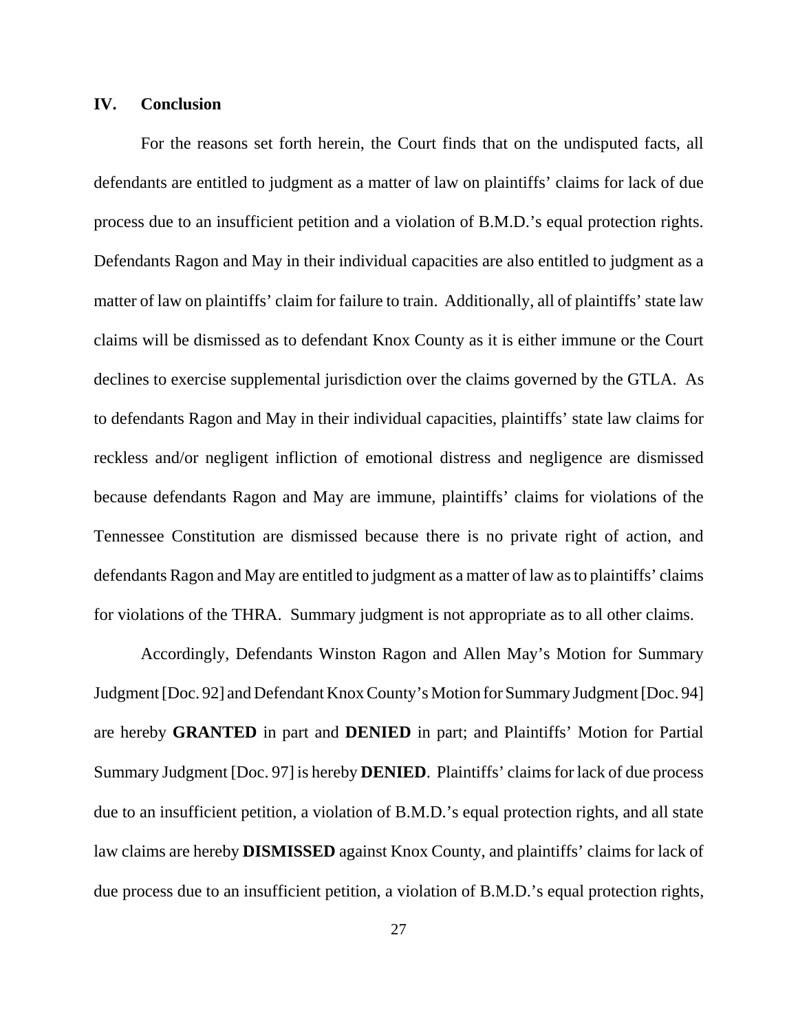## IV. Conclusion

For the reasons set forth herein, the Court finds that on the undisputed facts, all defendants are entitled to judgment as a matter of law on plaintiffs' claims for lack of due process due to an insufficient petition and a violation of B.M.D.'s equal protection rights. Defendants Ragon and May in their individual capacities are also entitled to judgment as a matter of law on plaintiffs' claim for failure to train. Additionally, all of plaintiffs' state law claims will be dismissed as to defendant Knox County as it is either immune or the Court declines to exercise supplemental jurisdiction over the claims governed by the GTLA. As to defendants Ragon and May in their individual capacities, plaintiffs' state law claims for reckless and/or negligent infliction of emotional distress and negligence are dismissed because defendants Ragon and May are immune, plaintiffs' claims for violations of the Tennessee Constitution are dismissed because there is no private right of action, and defendants Ragon and May are entitled to judgment as a matter of law as to plaintiffs' claims for violations of the THRA. Summary judgment is not appropriate as to all other claims.

Accordingly, Defendants Winston Ragon and Allen May's Motion for Summary Judgment [Doc. 92] and Defendant Knox County's Motion for Summary Judgment [Doc. 94] are hereby **GRANTED** in part and **DENIED** in part; and Plaintiffs' Motion for Partial Summary Judgment [Doc. 97] is hereby **DENIED**. Plaintiffs' claims for lack of due process due to an insufficient petition, a violation of B.M.D.'s equal protection rights, and all state law claims are hereby **DISMISSED** against Knox County, and plaintiffs' claims for lack of due process due to an insufficient petition, a violation of B.M.D.'s equal protection rights,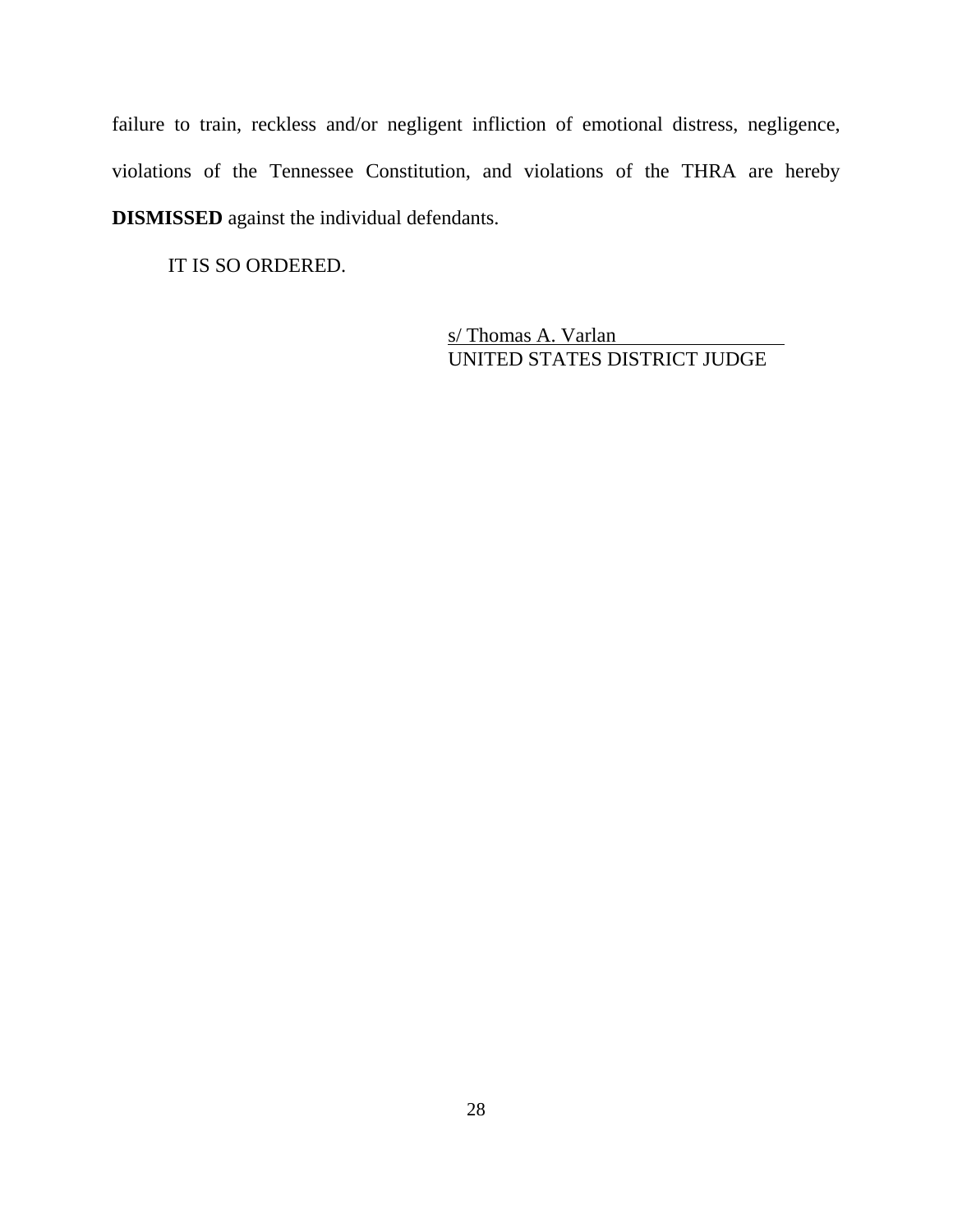failure to train, reckless and/or negligent infliction of emotional distress, negligence, violations of the Tennessee Constitution, and violations of the THRA are hereby **DISMISSED** against the individual defendants.

IT IS SO ORDERED.

s/ Thomas A. Varlan
UNITED STATES DISTRICT JUDGE